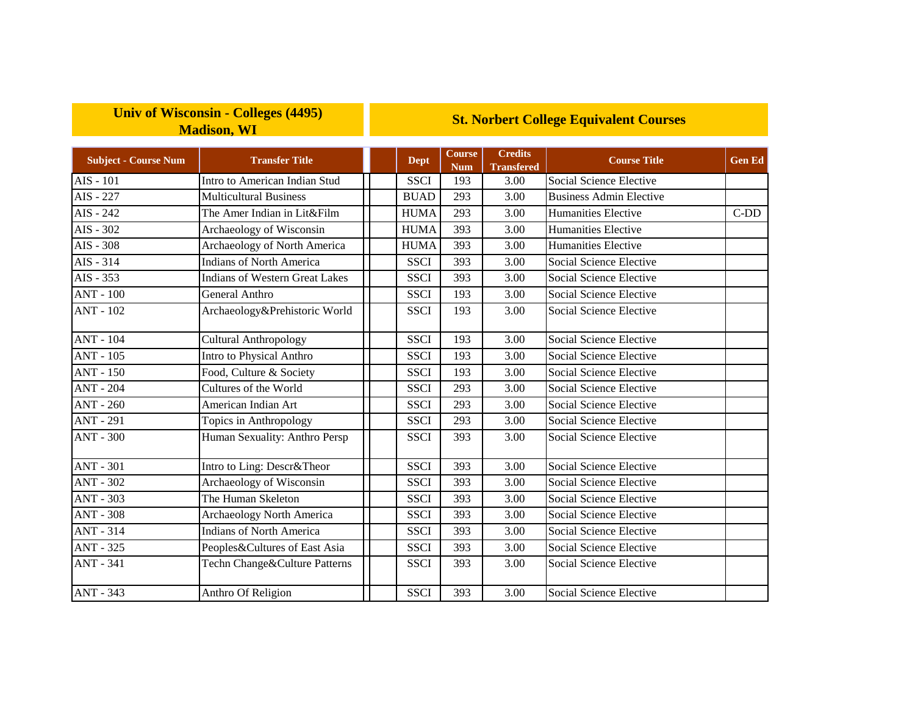| Univ of Wisconsin - Colleges (4495) Madison, WI | | St. Norbert College Equivalent Courses | | | | |
|---|---|---|---|---|---|---|
| **Subject - Course Num** | **Transfer Title** | **Dept** | **Course Num** | **Credits Transfered** | **Course Title** | **Gen Ed** |
| AIS - 101 | Intro to American Indian Stud | SSCI | 193 | 3.00 | Social Science Elective | |
| AIS - 227 | Multicultural Business | BUAD | 293 | 3.00 | Business Admin Elective | |
| AIS - 242 | The Amer Indian in Lit&Film | HUMA | 293 | 3.00 | Humanities Elective | C-DD |
| AIS - 302 | Archaeology of Wisconsin | HUMA | 393 | 3.00 | Humanities Elective | |
| AIS - 308 | Archaeology of North America | HUMA | 393 | 3.00 | Humanities Elective | |
| AIS - 314 | Indians of North America | SSCI | 393 | 3.00 | Social Science Elective | |
| AIS - 353 | Indians of Western Great Lakes | SSCI | 393 | 3.00 | Social Science Elective | |
| ANT - 100 | General Anthro | SSCI | 193 | 3.00 | Social Science Elective | |
| ANT - 102 | Archaeology&Prehistoric World | SSCI | 193 | 3.00 | Social Science Elective | |
| ANT - 104 | Cultural Anthropology | SSCI | 193 | 3.00 | Social Science Elective | |
| ANT - 105 | Intro to Physical Anthro | SSCI | 193 | 3.00 | Social Science Elective | |
| ANT - 150 | Food, Culture & Society | SSCI | 193 | 3.00 | Social Science Elective | |
| ANT - 204 | Cultures of the World | SSCI | 293 | 3.00 | Social Science Elective | |
| ANT - 260 | American Indian Art | SSCI | 293 | 3.00 | Social Science Elective | |
| ANT - 291 | Topics in Anthropology | SSCI | 293 | 3.00 | Social Science Elective | |
| ANT - 300 | Human Sexuality: Anthro Persp | SSCI | 393 | 3.00 | Social Science Elective | |
| ANT - 301 | Intro to Ling: Descr&Theor | SSCI | 393 | 3.00 | Social Science Elective | |
| ANT - 302 | Archaeology of Wisconsin | SSCI | 393 | 3.00 | Social Science Elective | |
| ANT - 303 | The Human Skeleton | SSCI | 393 | 3.00 | Social Science Elective | |
| ANT - 308 | Archaeology North America | SSCI | 393 | 3.00 | Social Science Elective | |
| ANT - 314 | Indians of North America | SSCI | 393 | 3.00 | Social Science Elective | |
| ANT - 325 | Peoples&Cultures of East Asia | SSCI | 393 | 3.00 | Social Science Elective | |
| ANT - 341 | Techn Change&Culture Patterns | SSCI | 393 | 3.00 | Social Science Elective | |
| ANT - 343 | Anthro Of Religion | SSCI | 393 | 3.00 | Social Science Elective | |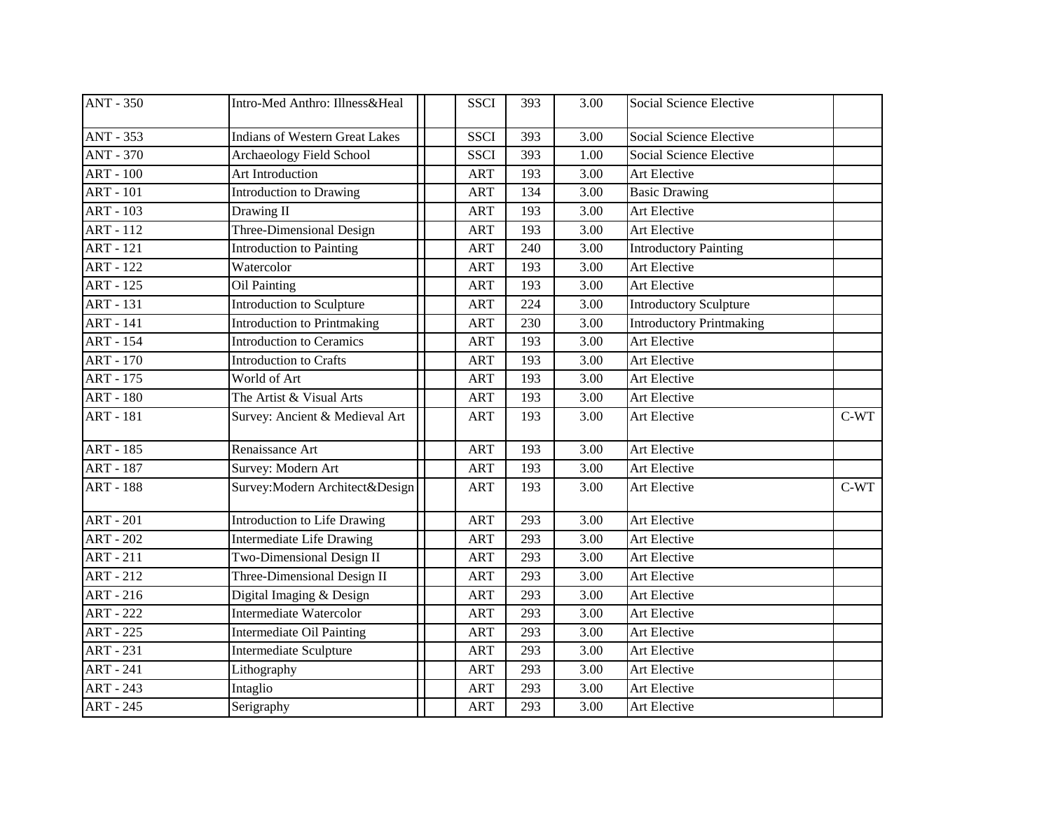| | | | | | | | | |
|---|---|---|---|---|---|---|---|---|
| ANT - 350 | Intro-Med Anthro: Illness&Heal | | | SSCI | 393 | 3.00 | Social Science Elective | |
| ANT - 353 | Indians of Western Great Lakes | | | SSCI | 393 | 3.00 | Social Science Elective | |
| ANT - 370 | Archaeology Field School | | | SSCI | 393 | 1.00 | Social Science Elective | |
| ART - 100 | Art Introduction | | | ART | 193 | 3.00 | Art Elective | |
| ART - 101 | Introduction to Drawing | | | ART | 134 | 3.00 | Basic Drawing | |
| ART - 103 | Drawing II | | | ART | 193 | 3.00 | Art Elective | |
| ART - 112 | Three-Dimensional Design | | | ART | 193 | 3.00 | Art Elective | |
| ART - 121 | Introduction to Painting | | | ART | 240 | 3.00 | Introductory Painting | |
| ART - 122 | Watercolor | | | ART | 193 | 3.00 | Art Elective | |
| ART - 125 | Oil Painting | | | ART | 193 | 3.00 | Art Elective | |
| ART - 131 | Introduction to Sculpture | | | ART | 224 | 3.00 | Introductory Sculpture | |
| ART - 141 | Introduction to Printmaking | | | ART | 230 | 3.00 | Introductory Printmaking | |
| ART - 154 | Introduction to Ceramics | | | ART | 193 | 3.00 | Art Elective | |
| ART - 170 | Introduction to Crafts | | | ART | 193 | 3.00 | Art Elective | |
| ART - 175 | World of Art | | | ART | 193 | 3.00 | Art Elective | |
| ART - 180 | The Artist & Visual Arts | | | ART | 193 | 3.00 | Art Elective | |
| ART - 181 | Survey: Ancient & Medieval Art | | | ART | 193 | 3.00 | Art Elective | C-WT |
| ART - 185 | Renaissance Art | | | ART | 193 | 3.00 | Art Elective | |
| ART - 187 | Survey: Modern Art | | | ART | 193 | 3.00 | Art Elective | |
| ART - 188 | Survey:Modern Architect&Design | | | ART | 193 | 3.00 | Art Elective | C-WT |
| ART - 201 | Introduction to Life Drawing | | | ART | 293 | 3.00 | Art Elective | |
| ART - 202 | Intermediate Life Drawing | | | ART | 293 | 3.00 | Art Elective | |
| ART - 211 | Two-Dimensional Design II | | | ART | 293 | 3.00 | Art Elective | |
| ART - 212 | Three-Dimensional Design II | | | ART | 293 | 3.00 | Art Elective | |
| ART - 216 | Digital Imaging & Design | | | ART | 293 | 3.00 | Art Elective | |
| ART - 222 | Intermediate Watercolor | | | ART | 293 | 3.00 | Art Elective | |
| ART - 225 | Intermediate Oil Painting | | | ART | 293 | 3.00 | Art Elective | |
| ART - 231 | Intermediate Sculpture | | | ART | 293 | 3.00 | Art Elective | |
| ART - 241 | Lithography | | | ART | 293 | 3.00 | Art Elective | |
| ART - 243 | Intaglio | | | ART | 293 | 3.00 | Art Elective | |
| ART - 245 | Serigraphy | | | ART | 293 | 3.00 | Art Elective | |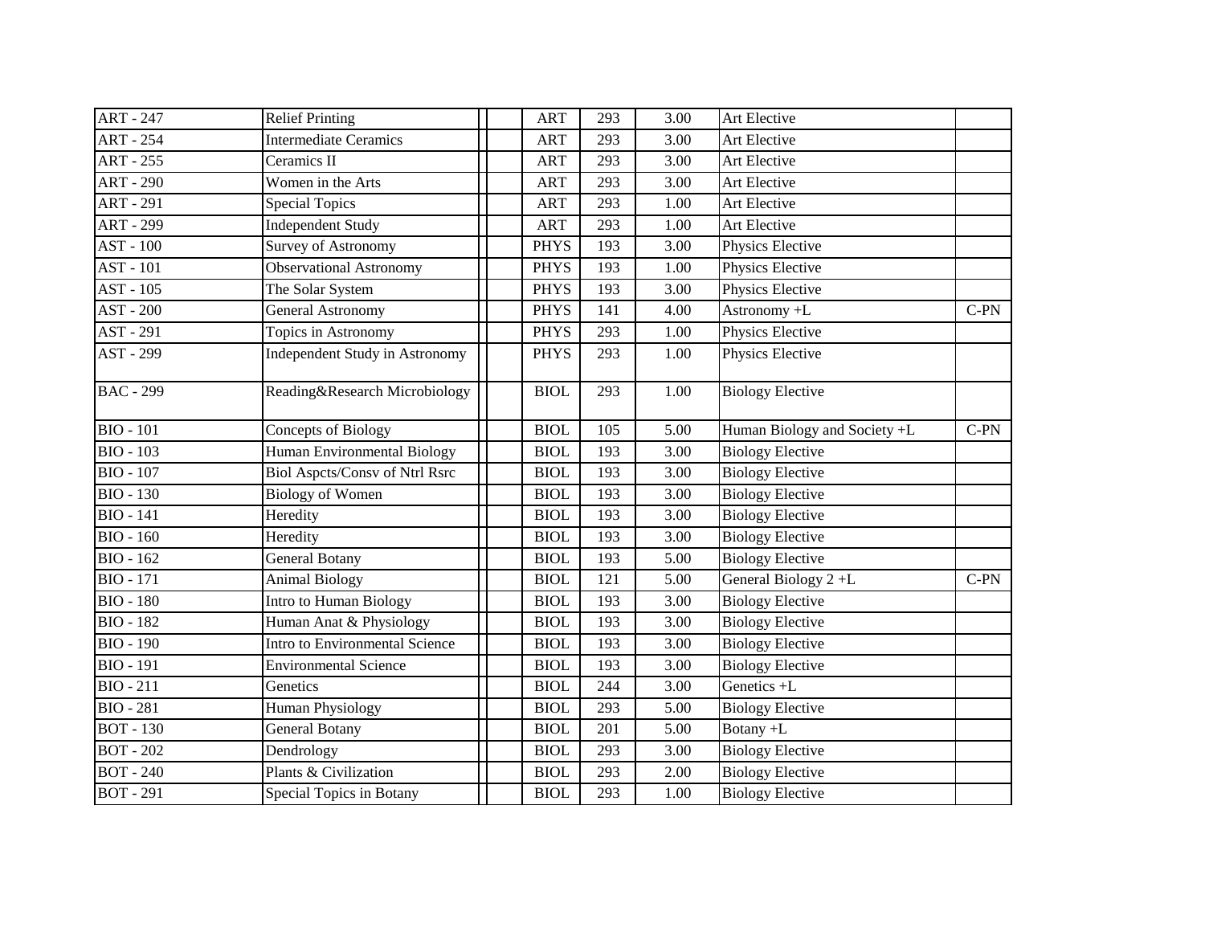| | | | | | | | | |
|---|---|---|---|---|---|---|---|---|
| ART - 247 | Relief Printing | | | ART | 293 | 3.00 | Art Elective | |
| ART - 254 | Intermediate Ceramics | | | ART | 293 | 3.00 | Art Elective | |
| ART - 255 | Ceramics II | | | ART | 293 | 3.00 | Art Elective | |
| ART - 290 | Women in the Arts | | | ART | 293 | 3.00 | Art Elective | |
| ART - 291 | Special Topics | | | ART | 293 | 1.00 | Art Elective | |
| ART - 299 | Independent Study | | | ART | 293 | 1.00 | Art Elective | |
| AST - 100 | Survey of Astronomy | | | PHYS | 193 | 3.00 | Physics Elective | |
| AST - 101 | Observational Astronomy | | | PHYS | 193 | 1.00 | Physics Elective | |
| AST - 105 | The Solar System | | | PHYS | 193 | 3.00 | Physics Elective | |
| AST - 200 | General Astronomy | | | PHYS | 141 | 4.00 | Astronomy +L | C-PN |
| AST - 291 | Topics in Astronomy | | | PHYS | 293 | 1.00 | Physics Elective | |
| AST - 299 | Independent Study in Astronomy | | | PHYS | 293 | 1.00 | Physics Elective | |
| BAC - 299 | Reading&Research Microbiology | | | BIOL | 293 | 1.00 | Biology Elective | |
| BIO - 101 | Concepts of Biology | | | BIOL | 105 | 5.00 | Human Biology and Society +L | C-PN |
| BIO - 103 | Human Environmental Biology | | | BIOL | 193 | 3.00 | Biology Elective | |
| BIO - 107 | Biol Aspcts/Consv of Ntrl Rsrc | | | BIOL | 193 | 3.00 | Biology Elective | |
| BIO - 130 | Biology of Women | | | BIOL | 193 | 3.00 | Biology Elective | |
| BIO - 141 | Heredity | | | BIOL | 193 | 3.00 | Biology Elective | |
| BIO - 160 | Heredity | | | BIOL | 193 | 3.00 | Biology Elective | |
| BIO - 162 | General Botany | | | BIOL | 193 | 5.00 | Biology Elective | |
| BIO - 171 | Animal Biology | | | BIOL | 121 | 5.00 | General Biology 2 +L | C-PN |
| BIO - 180 | Intro to Human Biology | | | BIOL | 193 | 3.00 | Biology Elective | |
| BIO - 182 | Human Anat & Physiology | | | BIOL | 193 | 3.00 | Biology Elective | |
| BIO - 190 | Intro to Environmental Science | | | BIOL | 193 | 3.00 | Biology Elective | |
| BIO - 191 | Environmental Science | | | BIOL | 193 | 3.00 | Biology Elective | |
| BIO - 211 | Genetics | | | BIOL | 244 | 3.00 | Genetics +L | |
| BIO - 281 | Human Physiology | | | BIOL | 293 | 5.00 | Biology Elective | |
| BOT - 130 | General Botany | | | BIOL | 201 | 5.00 | Botany +L | |
| BOT - 202 | Dendrology | | | BIOL | 293 | 3.00 | Biology Elective | |
| BOT - 240 | Plants & Civilization | | | BIOL | 293 | 2.00 | Biology Elective | |
| BOT - 291 | Special Topics in Botany | | | BIOL | 293 | 1.00 | Biology Elective | |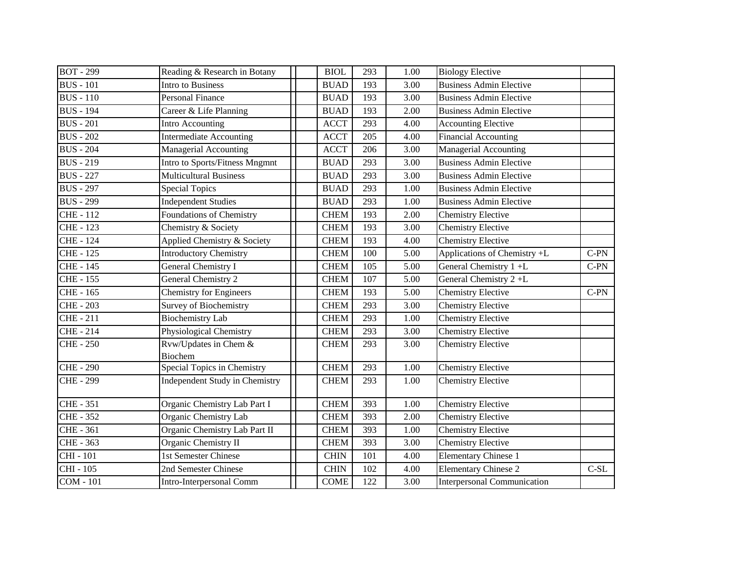| | | | | | | | | |
|---|---|---|---|---|---|---|---|---|
| BOT - 299 | Reading & Research in Botany | | | BIOL | 293 | 1.00 | Biology Elective | |
| BUS - 101 | Intro to Business | | | BUAD | 193 | 3.00 | Business Admin Elective | |
| BUS - 110 | Personal Finance | | | BUAD | 193 | 3.00 | Business Admin Elective | |
| BUS - 194 | Career & Life Planning | | | BUAD | 193 | 2.00 | Business Admin Elective | |
| BUS - 201 | Intro Accounting | | | ACCT | 293 | 4.00 | Accounting Elective | |
| BUS - 202 | Intermediate Accounting | | | ACCT | 205 | 4.00 | Financial Accounting | |
| BUS - 204 | Managerial Accounting | | | ACCT | 206 | 3.00 | Managerial Accounting | |
| BUS - 219 | Intro to Sports/Fitness Mngmnt | | | BUAD | 293 | 3.00 | Business Admin Elective | |
| BUS - 227 | Multicultural Business | | | BUAD | 293 | 3.00 | Business Admin Elective | |
| BUS - 297 | Special Topics | | | BUAD | 293 | 1.00 | Business Admin Elective | |
| BUS - 299 | Independent Studies | | | BUAD | 293 | 1.00 | Business Admin Elective | |
| CHE - 112 | Foundations of Chemistry | | | CHEM | 193 | 2.00 | Chemistry Elective | |
| CHE - 123 | Chemistry & Society | | | CHEM | 193 | 3.00 | Chemistry Elective | |
| CHE - 124 | Applied Chemistry & Society | | | CHEM | 193 | 4.00 | Chemistry Elective | |
| CHE - 125 | Introductory Chemistry | | | CHEM | 100 | 5.00 | Applications of Chemistry +L | C-PN |
| CHE - 145 | General Chemistry I | | | CHEM | 105 | 5.00 | General Chemistry 1 +L | C-PN |
| CHE - 155 | General Chemistry 2 | | | CHEM | 107 | 5.00 | General Chemistry 2 +L | |
| CHE - 165 | Chemistry for Engineers | | | CHEM | 193 | 5.00 | Chemistry Elective | C-PN |
| CHE - 203 | Survey of Biochemistry | | | CHEM | 293 | 3.00 | Chemistry Elective | |
| CHE - 211 | Biochemistry Lab | | | CHEM | 293 | 1.00 | Chemistry Elective | |
| CHE - 214 | Physiological Chemistry | | | CHEM | 293 | 3.00 | Chemistry Elective | |
| CHE - 250 | Rvw/Updates in Chem & Biochem | | | CHEM | 293 | 3.00 | Chemistry Elective | |
| CHE - 290 | Special Topics in Chemistry | | | CHEM | 293 | 1.00 | Chemistry Elective | |
| CHE - 299 | Independent Study in Chemistry | | | CHEM | 293 | 1.00 | Chemistry Elective | |
| CHE - 351 | Organic Chemistry Lab Part I | | | CHEM | 393 | 1.00 | Chemistry Elective | |
| CHE - 352 | Organic Chemistry Lab | | | CHEM | 393 | 2.00 | Chemistry Elective | |
| CHE - 361 | Organic Chemistry Lab Part II | | | CHEM | 393 | 1.00 | Chemistry Elective | |
| CHE - 363 | Organic Chemistry II | | | CHEM | 393 | 3.00 | Chemistry Elective | |
| CHI - 101 | 1st Semester Chinese | | | CHIN | 101 | 4.00 | Elementary Chinese 1 | |
| CHI - 105 | 2nd Semester Chinese | | | CHIN | 102 | 4.00 | Elementary Chinese 2 | C-SL |
| COM - 101 | Intro-Interpersonal Comm | | | COME | 122 | 3.00 | Interpersonal Communication | |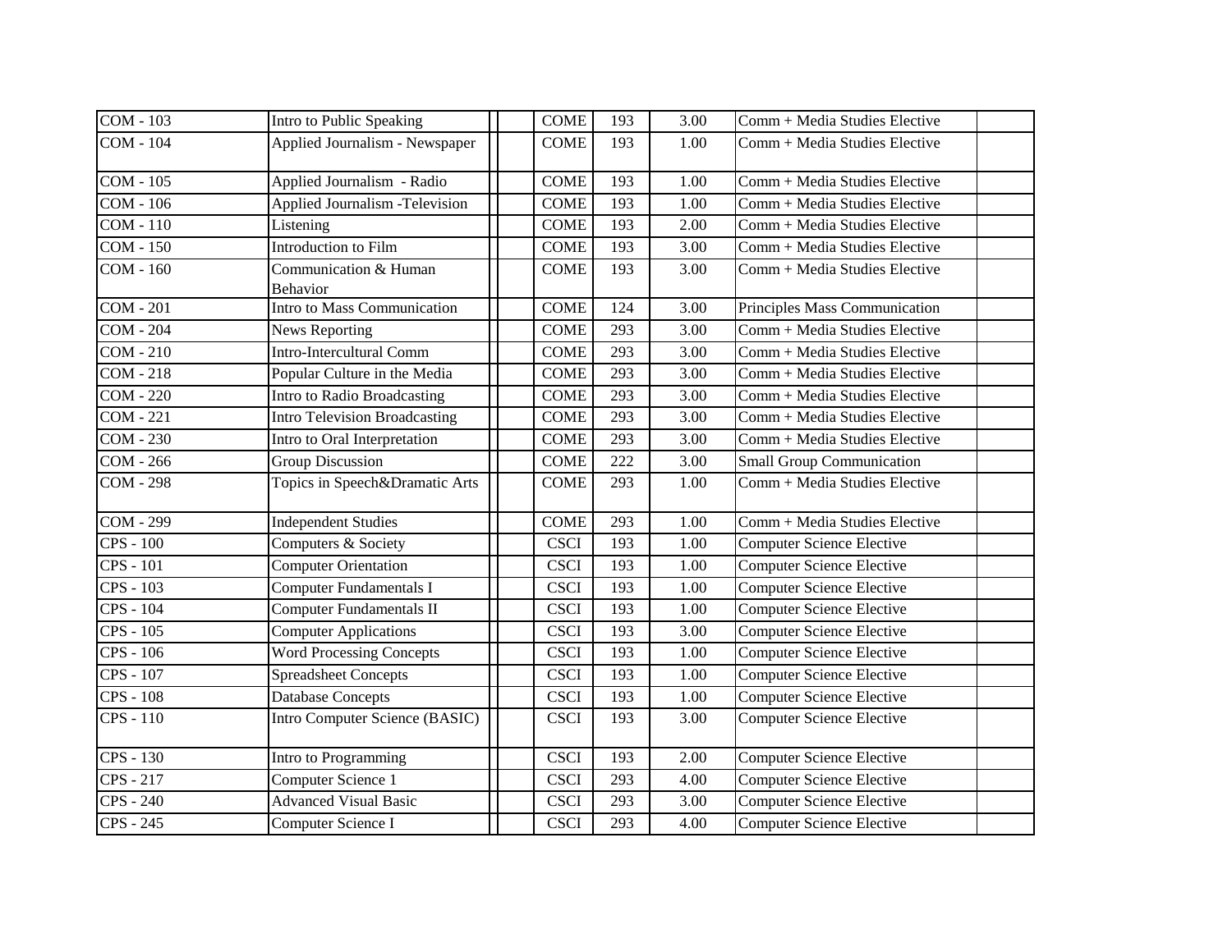| | | | | | | | | |
|---|---|---|---|---|---|---|---|---|
| COM - 103 | Intro to Public Speaking | | | COME | 193 | 3.00 | Comm + Media Studies Elective | |
| COM - 104 | Applied Journalism - Newspaper | | | COME | 193 | 1.00 | Comm + Media Studies Elective | |
| COM - 105 | Applied Journalism - Radio | | | COME | 193 | 1.00 | Comm + Media Studies Elective | |
| COM - 106 | Applied Journalism -Television | | | COME | 193 | 1.00 | Comm + Media Studies Elective | |
| COM - 110 | Listening | | | COME | 193 | 2.00 | Comm + Media Studies Elective | |
| COM - 150 | Introduction to Film | | | COME | 193 | 3.00 | Comm + Media Studies Elective | |
| COM - 160 | Communication & Human Behavior | | | COME | 193 | 3.00 | Comm + Media Studies Elective | |
| COM - 201 | Intro to Mass Communication | | | COME | 124 | 3.00 | Principles Mass Communication | |
| COM - 204 | News Reporting | | | COME | 293 | 3.00 | Comm + Media Studies Elective | |
| COM - 210 | Intro-Intercultural Comm | | | COME | 293 | 3.00 | Comm + Media Studies Elective | |
| COM - 218 | Popular Culture in the Media | | | COME | 293 | 3.00 | Comm + Media Studies Elective | |
| COM - 220 | Intro to Radio Broadcasting | | | COME | 293 | 3.00 | Comm + Media Studies Elective | |
| COM - 221 | Intro Television Broadcasting | | | COME | 293 | 3.00 | Comm + Media Studies Elective | |
| COM - 230 | Intro to Oral Interpretation | | | COME | 293 | 3.00 | Comm + Media Studies Elective | |
| COM - 266 | Group Discussion | | | COME | 222 | 3.00 | Small Group Communication | |
| COM - 298 | Topics in Speech&Dramatic Arts | | | COME | 293 | 1.00 | Comm + Media Studies Elective | |
| COM - 299 | Independent Studies | | | COME | 293 | 1.00 | Comm + Media Studies Elective | |
| CPS - 100 | Computers & Society | | | CSCI | 193 | 1.00 | Computer Science Elective | |
| CPS - 101 | Computer Orientation | | | CSCI | 193 | 1.00 | Computer Science Elective | |
| CPS - 103 | Computer Fundamentals I | | | CSCI | 193 | 1.00 | Computer Science Elective | |
| CPS - 104 | Computer Fundamentals II | | | CSCI | 193 | 1.00 | Computer Science Elective | |
| CPS - 105 | Computer Applications | | | CSCI | 193 | 3.00 | Computer Science Elective | |
| CPS - 106 | Word Processing Concepts | | | CSCI | 193 | 1.00 | Computer Science Elective | |
| CPS - 107 | Spreadsheet Concepts | | | CSCI | 193 | 1.00 | Computer Science Elective | |
| CPS - 108 | Database Concepts | | | CSCI | 193 | 1.00 | Computer Science Elective | |
| CPS - 110 | Intro Computer Science (BASIC) | | | CSCI | 193 | 3.00 | Computer Science Elective | |
| CPS - 130 | Intro to Programming | | | CSCI | 193 | 2.00 | Computer Science Elective | |
| CPS - 217 | Computer Science 1 | | | CSCI | 293 | 4.00 | Computer Science Elective | |
| CPS - 240 | Advanced Visual Basic | | | CSCI | 293 | 3.00 | Computer Science Elective | |
| CPS - 245 | Computer Science I | | | CSCI | 293 | 4.00 | Computer Science Elective | |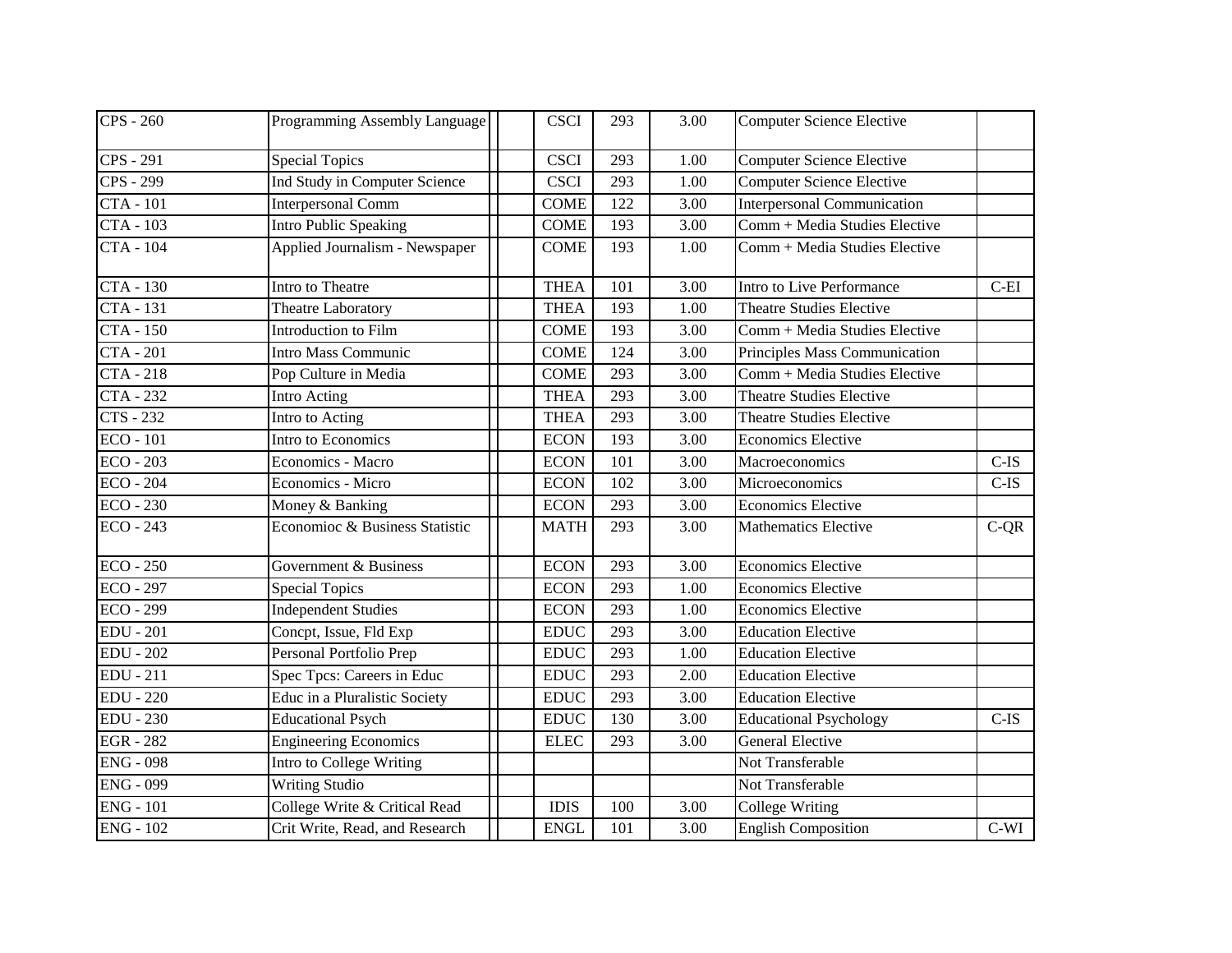| | | | | | | | | |
|---|---|---|---|---|---|---|---|---|
| CPS - 260 | Programming Assembly Language | | | CSCI | 293 | 3.00 | Computer Science Elective | |
| CPS - 291 | Special Topics | | | CSCI | 293 | 1.00 | Computer Science Elective | |
| CPS - 299 | Ind Study in Computer Science | | | CSCI | 293 | 1.00 | Computer Science Elective | |
| CTA - 101 | Interpersonal Comm | | | COME | 122 | 3.00 | Interpersonal Communication | |
| CTA - 103 | Intro Public Speaking | | | COME | 193 | 3.00 | Comm + Media Studies Elective | |
| CTA - 104 | Applied Journalism - Newspaper | | | COME | 193 | 1.00 | Comm + Media Studies Elective | |
| CTA - 130 | Intro to Theatre | | | THEA | 101 | 3.00 | Intro to Live Performance | C-EI |
| CTA - 131 | Theatre Laboratory | | | THEA | 193 | 1.00 | Theatre Studies Elective | |
| CTA - 150 | Introduction to Film | | | COME | 193 | 3.00 | Comm + Media Studies Elective | |
| CTA - 201 | Intro Mass Communic | | | COME | 124 | 3.00 | Principles Mass Communication | |
| CTA - 218 | Pop Culture in Media | | | COME | 293 | 3.00 | Comm + Media Studies Elective | |
| CTA - 232 | Intro Acting | | | THEA | 293 | 3.00 | Theatre Studies Elective | |
| CTS - 232 | Intro to Acting | | | THEA | 293 | 3.00 | Theatre Studies Elective | |
| ECO - 101 | Intro to Economics | | | ECON | 193 | 3.00 | Economics Elective | |
| ECO - 203 | Economics - Macro | | | ECON | 101 | 3.00 | Macroeconomics | C-IS |
| ECO - 204 | Economics - Micro | | | ECON | 102 | 3.00 | Microeconomics | C-IS |
| ECO - 230 | Money & Banking | | | ECON | 293 | 3.00 | Economics Elective | |
| ECO - 243 | Economioc & Business Statistic | | | MATH | 293 | 3.00 | Mathematics Elective | C-QR |
| ECO - 250 | Government & Business | | | ECON | 293 | 3.00 | Economics Elective | |
| ECO - 297 | Special Topics | | | ECON | 293 | 1.00 | Economics Elective | |
| ECO - 299 | Independent Studies | | | ECON | 293 | 1.00 | Economics Elective | |
| EDU - 201 | Concpt, Issue, Fld Exp | | | EDUC | 293 | 3.00 | Education Elective | |
| EDU - 202 | Personal Portfolio Prep | | | EDUC | 293 | 1.00 | Education Elective | |
| EDU - 211 | Spec Tpcs: Careers in Educ | | | EDUC | 293 | 2.00 | Education Elective | |
| EDU - 220 | Educ in a Pluralistic Society | | | EDUC | 293 | 3.00 | Education Elective | |
| EDU - 230 | Educational Psych | | | EDUC | 130 | 3.00 | Educational Psychology | C-IS |
| EGR - 282 | Engineering Economics | | | ELEC | 293 | 3.00 | General Elective | |
| ENG - 098 | Intro to College Writing | | | | | | Not Transferable | |
| ENG - 099 | Writing Studio | | | | | | Not Transferable | |
| ENG - 101 | College Write & Critical Read | | | IDIS | 100 | 3.00 | College Writing | |
| ENG - 102 | Crit Write, Read, and Research | | | ENGL | 101 | 3.00 | English Composition | C-WI |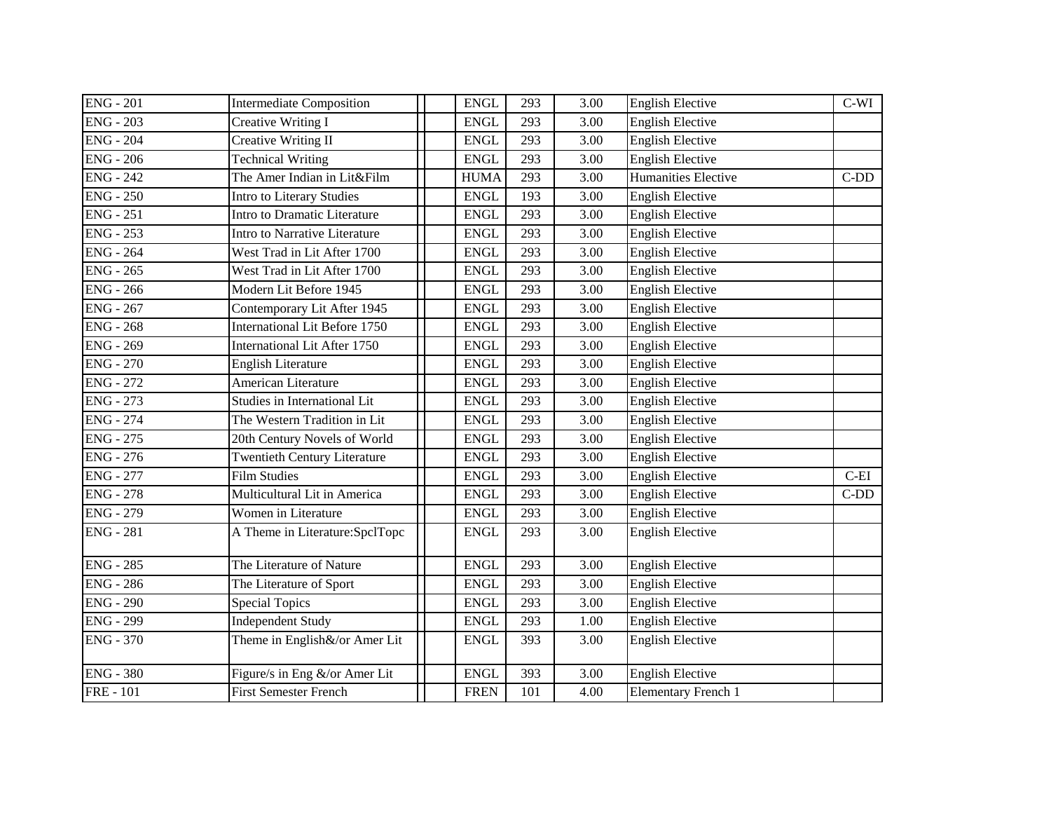| | | | | | | | | |
|---|---|---|---|---|---|---|---|---|
| ENG - 201 | Intermediate Composition | | | ENGL | 293 | 3.00 | English Elective | C-WI |
| ENG - 203 | Creative Writing I | | | ENGL | 293 | 3.00 | English Elective | |
| ENG - 204 | Creative Writing II | | | ENGL | 293 | 3.00 | English Elective | |
| ENG - 206 | Technical Writing | | | ENGL | 293 | 3.00 | English Elective | |
| ENG - 242 | The Amer Indian in Lit&Film | | | HUMA | 293 | 3.00 | Humanities Elective | C-DD |
| ENG - 250 | Intro to Literary Studies | | | ENGL | 193 | 3.00 | English Elective | |
| ENG - 251 | Intro to Dramatic Literature | | | ENGL | 293 | 3.00 | English Elective | |
| ENG - 253 | Intro to Narrative Literature | | | ENGL | 293 | 3.00 | English Elective | |
| ENG - 264 | West Trad in Lit After 1700 | | | ENGL | 293 | 3.00 | English Elective | |
| ENG - 265 | West Trad in Lit After 1700 | | | ENGL | 293 | 3.00 | English Elective | |
| ENG - 266 | Modern Lit Before 1945 | | | ENGL | 293 | 3.00 | English Elective | |
| ENG - 267 | Contemporary Lit After 1945 | | | ENGL | 293 | 3.00 | English Elective | |
| ENG - 268 | International Lit Before 1750 | | | ENGL | 293 | 3.00 | English Elective | |
| ENG - 269 | International Lit After 1750 | | | ENGL | 293 | 3.00 | English Elective | |
| ENG - 270 | English Literature | | | ENGL | 293 | 3.00 | English Elective | |
| ENG - 272 | American Literature | | | ENGL | 293 | 3.00 | English Elective | |
| ENG - 273 | Studies in International Lit | | | ENGL | 293 | 3.00 | English Elective | |
| ENG - 274 | The Western Tradition in Lit | | | ENGL | 293 | 3.00 | English Elective | |
| ENG - 275 | 20th Century Novels of World | | | ENGL | 293 | 3.00 | English Elective | |
| ENG - 276 | Twentieth Century Literature | | | ENGL | 293 | 3.00 | English Elective | |
| ENG - 277 | Film Studies | | | ENGL | 293 | 3.00 | English Elective | C-EI |
| ENG - 278 | Multicultural Lit in America | | | ENGL | 293 | 3.00 | English Elective | C-DD |
| ENG - 279 | Women in Literature | | | ENGL | 293 | 3.00 | English Elective | |
| ENG - 281 | A Theme in Literature:SpclTopc | | | ENGL | 293 | 3.00 | English Elective | |
| ENG - 285 | The Literature of Nature | | | ENGL | 293 | 3.00 | English Elective | |
| ENG - 286 | The Literature of Sport | | | ENGL | 293 | 3.00 | English Elective | |
| ENG - 290 | Special Topics | | | ENGL | 293 | 3.00 | English Elective | |
| ENG - 299 | Independent Study | | | ENGL | 293 | 1.00 | English Elective | |
| ENG - 370 | Theme in English&/or Amer Lit | | | ENGL | 393 | 3.00 | English Elective | |
| ENG - 380 | Figure/s in Eng &/or Amer Lit | | | ENGL | 393 | 3.00 | English Elective | |
| FRE - 101 | First Semester French | | | FREN | 101 | 4.00 | Elementary French 1 | |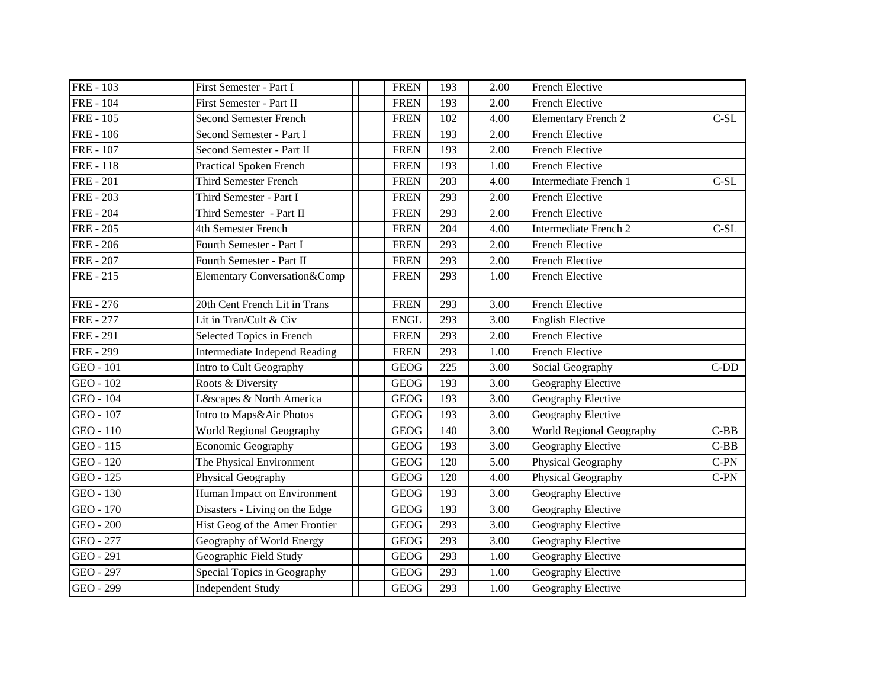| | | | | | | | | |
|---|---|---|---|---|---|---|---|---|
| FRE - 103 | First Semester - Part I | | | FREN | 193 | 2.00 | French Elective | |
| FRE - 104 | First Semester - Part II | | | FREN | 193 | 2.00 | French Elective | |
| FRE - 105 | Second Semester French | | | FREN | 102 | 4.00 | Elementary French 2 | C-SL |
| FRE - 106 | Second Semester - Part I | | | FREN | 193 | 2.00 | French Elective | |
| FRE - 107 | Second Semester - Part II | | | FREN | 193 | 2.00 | French Elective | |
| FRE - 118 | Practical Spoken French | | | FREN | 193 | 1.00 | French Elective | |
| FRE - 201 | Third Semester French | | | FREN | 203 | 4.00 | Intermediate French 1 | C-SL |
| FRE - 203 | Third Semester - Part I | | | FREN | 293 | 2.00 | French Elective | |
| FRE - 204 | Third Semester - Part II | | | FREN | 293 | 2.00 | French Elective | |
| FRE - 205 | 4th Semester French | | | FREN | 204 | 4.00 | Intermediate French 2 | C-SL |
| FRE - 206 | Fourth Semester - Part I | | | FREN | 293 | 2.00 | French Elective | |
| FRE - 207 | Fourth Semester - Part II | | | FREN | 293 | 2.00 | French Elective | |
| FRE - 215 | Elementary Conversation&Comp | | | FREN | 293 | 1.00 | French Elective | |
| FRE - 276 | 20th Cent French Lit in Trans | | | FREN | 293 | 3.00 | French Elective | |
| FRE - 277 | Lit in Tran/Cult & Civ | | | ENGL | 293 | 3.00 | English Elective | |
| FRE - 291 | Selected Topics in French | | | FREN | 293 | 2.00 | French Elective | |
| FRE - 299 | Intermediate Independ Reading | | | FREN | 293 | 1.00 | French Elective | |
| GEO - 101 | Intro to Cult Geography | | | GEOG | 225 | 3.00 | Social Geography | C-DD |
| GEO - 102 | Roots & Diversity | | | GEOG | 193 | 3.00 | Geography Elective | |
| GEO - 104 | L&scapes & North America | | | GEOG | 193 | 3.00 | Geography Elective | |
| GEO - 107 | Intro to Maps&Air Photos | | | GEOG | 193 | 3.00 | Geography Elective | |
| GEO - 110 | World Regional Geography | | | GEOG | 140 | 3.00 | World Regional Geography | C-BB |
| GEO - 115 | Economic Geography | | | GEOG | 193 | 3.00 | Geography Elective | C-BB |
| GEO - 120 | The Physical Environment | | | GEOG | 120 | 5.00 | Physical Geography | C-PN |
| GEO - 125 | Physical Geography | | | GEOG | 120 | 4.00 | Physical Geography | C-PN |
| GEO - 130 | Human Impact on Environment | | | GEOG | 193 | 3.00 | Geography Elective | |
| GEO - 170 | Disasters - Living on the Edge | | | GEOG | 193 | 3.00 | Geography Elective | |
| GEO - 200 | Hist Geog of the Amer Frontier | | | GEOG | 293 | 3.00 | Geography Elective | |
| GEO - 277 | Geography of World Energy | | | GEOG | 293 | 3.00 | Geography Elective | |
| GEO - 291 | Geographic Field Study | | | GEOG | 293 | 1.00 | Geography Elective | |
| GEO - 297 | Special Topics in Geography | | | GEOG | 293 | 1.00 | Geography Elective | |
| GEO - 299 | Independent Study | | | GEOG | 293 | 1.00 | Geography Elective | |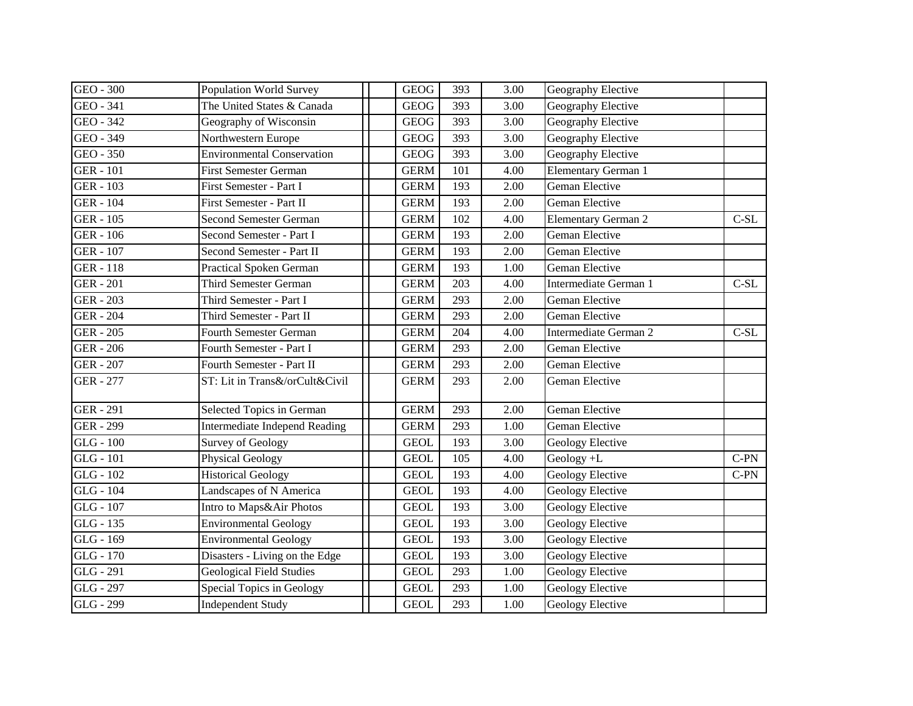| | | | | | | | |
|---|---|---|---|---|---|---|---|
| GEO - 300 | Population World Survey | | GEOG | 393 | 3.00 | Geography Elective | |
| GEO - 341 | The United States & Canada | | GEOG | 393 | 3.00 | Geography Elective | |
| GEO - 342 | Geography of Wisconsin | | GEOG | 393 | 3.00 | Geography Elective | |
| GEO - 349 | Northwestern Europe | | GEOG | 393 | 3.00 | Geography Elective | |
| GEO - 350 | Environmental Conservation | | GEOG | 393 | 3.00 | Geography Elective | |
| GER - 101 | First Semester German | | GERM | 101 | 4.00 | Elementary German 1 | |
| GER - 103 | First Semester - Part I | | GERM | 193 | 2.00 | Geman Elective | |
| GER - 104 | First Semester - Part II | | GERM | 193 | 2.00 | Geman Elective | |
| GER - 105 | Second Semester German | | GERM | 102 | 4.00 | Elementary German 2 | C-SL |
| GER - 106 | Second Semester - Part I | | GERM | 193 | 2.00 | Geman Elective | |
| GER - 107 | Second Semester - Part II | | GERM | 193 | 2.00 | Geman Elective | |
| GER - 118 | Practical Spoken German | | GERM | 193 | 1.00 | Geman Elective | |
| GER - 201 | Third Semester German | | GERM | 203 | 4.00 | Intermediate German 1 | C-SL |
| GER - 203 | Third Semester - Part I | | GERM | 293 | 2.00 | Geman Elective | |
| GER - 204 | Third Semester - Part II | | GERM | 293 | 2.00 | Geman Elective | |
| GER - 205 | Fourth Semester German | | GERM | 204 | 4.00 | Intermediate German 2 | C-SL |
| GER - 206 | Fourth Semester - Part I | | GERM | 293 | 2.00 | Geman Elective | |
| GER - 207 | Fourth Semester - Part II | | GERM | 293 | 2.00 | Geman Elective | |
| GER - 277 | ST: Lit in Trans&/orCult&Civil | | GERM | 293 | 2.00 | Geman Elective | |
| GER - 291 | Selected Topics in German | | GERM | 293 | 2.00 | Geman Elective | |
| GER - 299 | Intermediate Independ Reading | | GERM | 293 | 1.00 | Geman Elective | |
| GLG - 100 | Survey of Geology | | GEOL | 193 | 3.00 | Geology Elective | |
| GLG - 101 | Physical Geology | | GEOL | 105 | 4.00 | Geology +L | C-PN |
| GLG - 102 | Historical Geology | | GEOL | 193 | 4.00 | Geology Elective | C-PN |
| GLG - 104 | Landscapes of N America | | GEOL | 193 | 4.00 | Geology Elective | |
| GLG - 107 | Intro to Maps&Air Photos | | GEOL | 193 | 3.00 | Geology Elective | |
| GLG - 135 | Environmental Geology | | GEOL | 193 | 3.00 | Geology Elective | |
| GLG - 169 | Environmental Geology | | GEOL | 193 | 3.00 | Geology Elective | |
| GLG - 170 | Disasters - Living on the Edge | | GEOL | 193 | 3.00 | Geology Elective | |
| GLG - 291 | Geological Field Studies | | GEOL | 293 | 1.00 | Geology Elective | |
| GLG - 297 | Special Topics in Geology | | GEOL | 293 | 1.00 | Geology Elective | |
| GLG - 299 | Independent Study | | GEOL | 293 | 1.00 | Geology Elective | |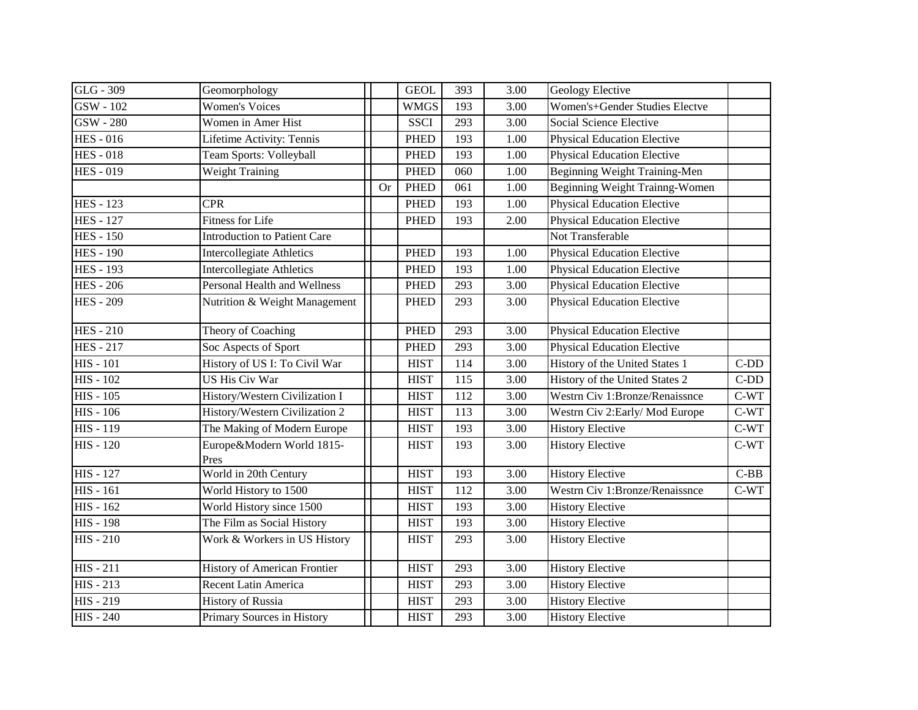| | | | | | | | | |
|---|---|---|---|---|---|---|---|---|
| GLG - 309 | Geomorphology | | | GEOL | 393 | 3.00 | Geology Elective | |
| GSW - 102 | Women's Voices | | | WMGS | 193 | 3.00 | Women's+Gender Studies Electve | |
| GSW - 280 | Women in Amer Hist | | | SSCI | 293 | 3.00 | Social Science Elective | |
| HES - 016 | Lifetime Activity: Tennis | | | PHED | 193 | 1.00 | Physical Education Elective | |
| HES - 018 | Team Sports: Volleyball | | | PHED | 193 | 1.00 | Physical Education Elective | |
| HES - 019 | Weight Training | | | PHED | 060 | 1.00 | Beginning Weight Training-Men | |
| | | | Or | PHED | 061 | 1.00 | Beginning Weight Trainng-Women | |
| HES - 123 | CPR | | | PHED | 193 | 1.00 | Physical Education Elective | |
| HES - 127 | Fitness for Life | | | PHED | 193 | 2.00 | Physical Education Elective | |
| HES - 150 | Introduction to Patient Care | | | | | | Not Transferable | |
| HES - 190 | Intercollegiate Athletics | | | PHED | 193 | 1.00 | Physical Education Elective | |
| HES - 193 | Intercollegiate Athletics | | | PHED | 193 | 1.00 | Physical Education Elective | |
| HES - 206 | Personal Health and Wellness | | | PHED | 293 | 3.00 | Physical Education Elective | |
| HES - 209 | Nutrition & Weight Management | | | PHED | 293 | 3.00 | Physical Education Elective | |
| HES - 210 | Theory of Coaching | | | PHED | 293 | 3.00 | Physical Education Elective | |
| HES - 217 | Soc Aspects of Sport | | | PHED | 293 | 3.00 | Physical Education Elective | |
| HIS - 101 | History of US I: To Civil War | | | HIST | 114 | 3.00 | History of the United States 1 | C-DD |
| HIS - 102 | US His Civ War | | | HIST | 115 | 3.00 | History of the United States 2 | C-DD |
| HIS - 105 | History/Western Civilization I | | | HIST | 112 | 3.00 | Westrn Civ 1:Bronze/Renaissnce | C-WT |
| HIS - 106 | History/Western Civilization 2 | | | HIST | 113 | 3.00 | Westrn Civ 2:Early/ Mod Europe | C-WT |
| HIS - 119 | The Making of Modern Europe | | | HIST | 193 | 3.00 | History Elective | C-WT |
| HIS - 120 | Europe&Modern World 1815-Pres | | | HIST | 193 | 3.00 | History Elective | C-WT |
| HIS - 127 | World in 20th Century | | | HIST | 193 | 3.00 | History Elective | C-BB |
| HIS - 161 | World History to 1500 | | | HIST | 112 | 3.00 | Westrn Civ 1:Bronze/Renaissnce | C-WT |
| HIS - 162 | World History since 1500 | | | HIST | 193 | 3.00 | History Elective | |
| HIS - 198 | The Film as Social History | | | HIST | 193 | 3.00 | History Elective | |
| HIS - 210 | Work & Workers in US History | | | HIST | 293 | 3.00 | History Elective | |
| HIS - 211 | History of American Frontier | | | HIST | 293 | 3.00 | History Elective | |
| HIS - 213 | Recent Latin America | | | HIST | 293 | 3.00 | History Elective | |
| HIS - 219 | History of Russia | | | HIST | 293 | 3.00 | History Elective | |
| HIS - 240 | Primary Sources in History | | | HIST | 293 | 3.00 | History Elective | |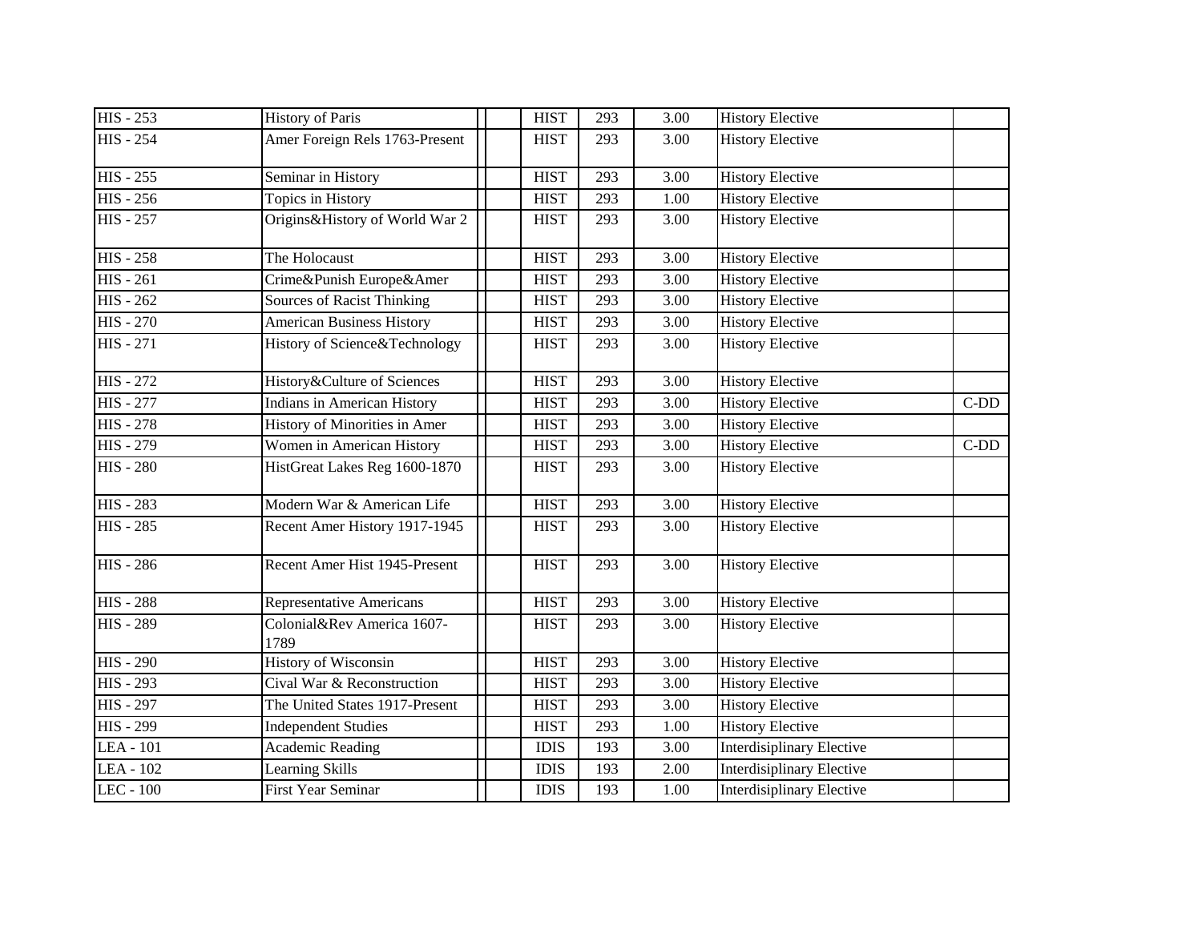| | | | | | | | | |
|---|---|---|---|---|---|---|---|---|
| HIS - 253 | History of Paris | | | HIST | 293 | 3.00 | History Elective | |
| HIS - 254 | Amer Foreign Rels 1763-Present | | | HIST | 293 | 3.00 | History Elective | |
| HIS - 255 | Seminar in History | | | HIST | 293 | 3.00 | History Elective | |
| HIS - 256 | Topics in History | | | HIST | 293 | 1.00 | History Elective | |
| HIS - 257 | Origins&History of World War 2 | | | HIST | 293 | 3.00 | History Elective | |
| HIS - 258 | The Holocaust | | | HIST | 293 | 3.00 | History Elective | |
| HIS - 261 | Crime&Punish Europe&Amer | | | HIST | 293 | 3.00 | History Elective | |
| HIS - 262 | Sources of Racist Thinking | | | HIST | 293 | 3.00 | History Elective | |
| HIS - 270 | American Business History | | | HIST | 293 | 3.00 | History Elective | |
| HIS - 271 | History of Science&Technology | | | HIST | 293 | 3.00 | History Elective | |
| HIS - 272 | History&Culture of Sciences | | | HIST | 293 | 3.00 | History Elective | |
| HIS - 277 | Indians in American History | | | HIST | 293 | 3.00 | History Elective | C-DD |
| HIS - 278 | History of Minorities in Amer | | | HIST | 293 | 3.00 | History Elective | |
| HIS - 279 | Women in American History | | | HIST | 293 | 3.00 | History Elective | C-DD |
| HIS - 280 | HistGreat Lakes Reg 1600-1870 | | | HIST | 293 | 3.00 | History Elective | |
| HIS - 283 | Modern War & American Life | | | HIST | 293 | 3.00 | History Elective | |
| HIS - 285 | Recent Amer History 1917-1945 | | | HIST | 293 | 3.00 | History Elective | |
| HIS - 286 | Recent Amer Hist 1945-Present | | | HIST | 293 | 3.00 | History Elective | |
| HIS - 288 | Representative Americans | | | HIST | 293 | 3.00 | History Elective | |
| HIS - 289 | Colonial&Rev America 1607-1789 | | | HIST | 293 | 3.00 | History Elective | |
| HIS - 290 | History of Wisconsin | | | HIST | 293 | 3.00 | History Elective | |
| HIS - 293 | Cival War & Reconstruction | | | HIST | 293 | 3.00 | History Elective | |
| HIS - 297 | The United States 1917-Present | | | HIST | 293 | 3.00 | History Elective | |
| HIS - 299 | Independent Studies | | | HIST | 293 | 1.00 | History Elective | |
| LEA - 101 | Academic Reading | | | IDIS | 193 | 3.00 | Interdisiplinary Elective | |
| LEA - 102 | Learning Skills | | | IDIS | 193 | 2.00 | Interdisiplinary Elective | |
| LEC - 100 | First Year Seminar | | | IDIS | 193 | 1.00 | Interdisiplinary Elective | |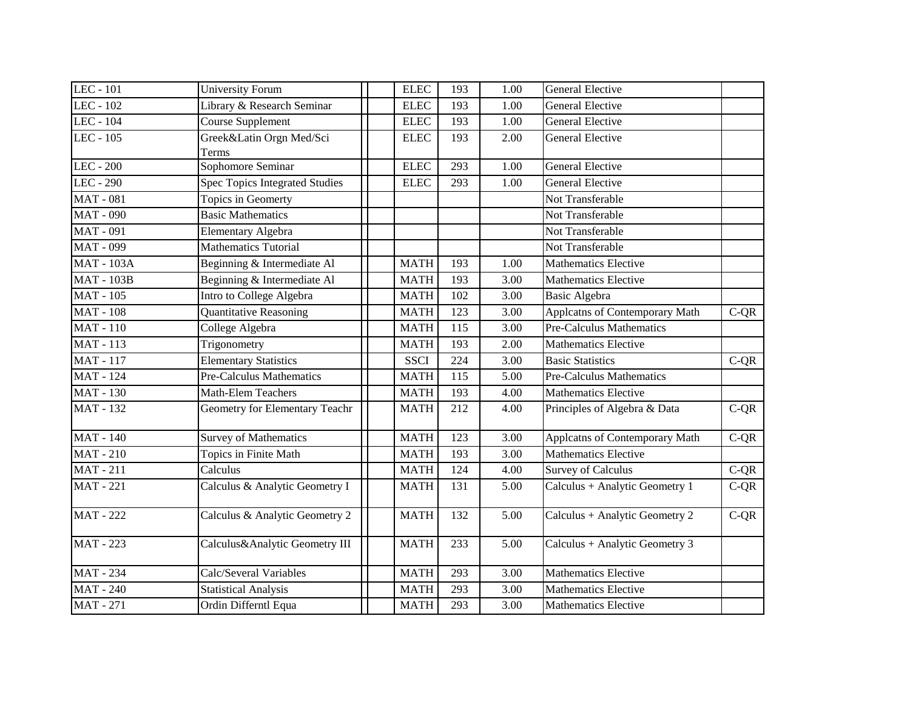| | | | | | | | | |
|---|---|---|---|---|---|---|---|---|
| LEC - 101 | University Forum | | | ELEC | 193 | 1.00 | General Elective | |
| LEC - 102 | Library & Research Seminar | | | ELEC | 193 | 1.00 | General Elective | |
| LEC - 104 | Course Supplement | | | ELEC | 193 | 1.00 | General Elective | |
| LEC - 105 | Greek&Latin Orgn Med/Sci Terms | | | ELEC | 193 | 2.00 | General Elective | |
| LEC - 200 | Sophomore Seminar | | | ELEC | 293 | 1.00 | General Elective | |
| LEC - 290 | Spec Topics Integrated Studies | | | ELEC | 293 | 1.00 | General Elective | |
| MAT - 081 | Topics in Geomerty | | | | | | Not Transferable | |
| MAT - 090 | Basic Mathematics | | | | | | Not Transferable | |
| MAT - 091 | Elementary Algebra | | | | | | Not Transferable | |
| MAT - 099 | Mathematics Tutorial | | | | | | Not Transferable | |
| MAT - 103A | Beginning & Intermediate Al | | | MATH | 193 | 1.00 | Mathematics Elective | |
| MAT - 103B | Beginning & Intermediate Al | | | MATH | 193 | 3.00 | Mathematics Elective | |
| MAT - 105 | Intro to College Algebra | | | MATH | 102 | 3.00 | Basic Algebra | |
| MAT - 108 | Quantitative Reasoning | | | MATH | 123 | 3.00 | Applcatns of Contemporary Math | C-QR |
| MAT - 110 | College Algebra | | | MATH | 115 | 3.00 | Pre-Calculus Mathematics | |
| MAT - 113 | Trigonometry | | | MATH | 193 | 2.00 | Mathematics Elective | |
| MAT - 117 | Elementary Statistics | | | SSCI | 224 | 3.00 | Basic Statistics | C-QR |
| MAT - 124 | Pre-Calculus Mathematics | | | MATH | 115 | 5.00 | Pre-Calculus Mathematics | |
| MAT - 130 | Math-Elem Teachers | | | MATH | 193 | 4.00 | Mathematics Elective | |
| MAT - 132 | Geometry for Elementary Teachr | | | MATH | 212 | 4.00 | Principles of Algebra & Data | C-QR |
| MAT - 140 | Survey of Mathematics | | | MATH | 123 | 3.00 | Applcatns of Contemporary Math | C-QR |
| MAT - 210 | Topics in Finite Math | | | MATH | 193 | 3.00 | Mathematics Elective | |
| MAT - 211 | Calculus | | | MATH | 124 | 4.00 | Survey of Calculus | C-QR |
| MAT - 221 | Calculus & Analytic Geometry I | | | MATH | 131 | 5.00 | Calculus + Analytic Geometry 1 | C-QR |
| MAT - 222 | Calculus & Analytic Geometry 2 | | | MATH | 132 | 5.00 | Calculus + Analytic Geometry 2 | C-QR |
| MAT - 223 | Calculus&Analytic Geometry III | | | MATH | 233 | 5.00 | Calculus + Analytic Geometry 3 | |
| MAT - 234 | Calc/Several Variables | | | MATH | 293 | 3.00 | Mathematics Elective | |
| MAT - 240 | Statistical Analysis | | | MATH | 293 | 3.00 | Mathematics Elective | |
| MAT - 271 | Ordin Differntl Equa | | | MATH | 293 | 3.00 | Mathematics Elective | |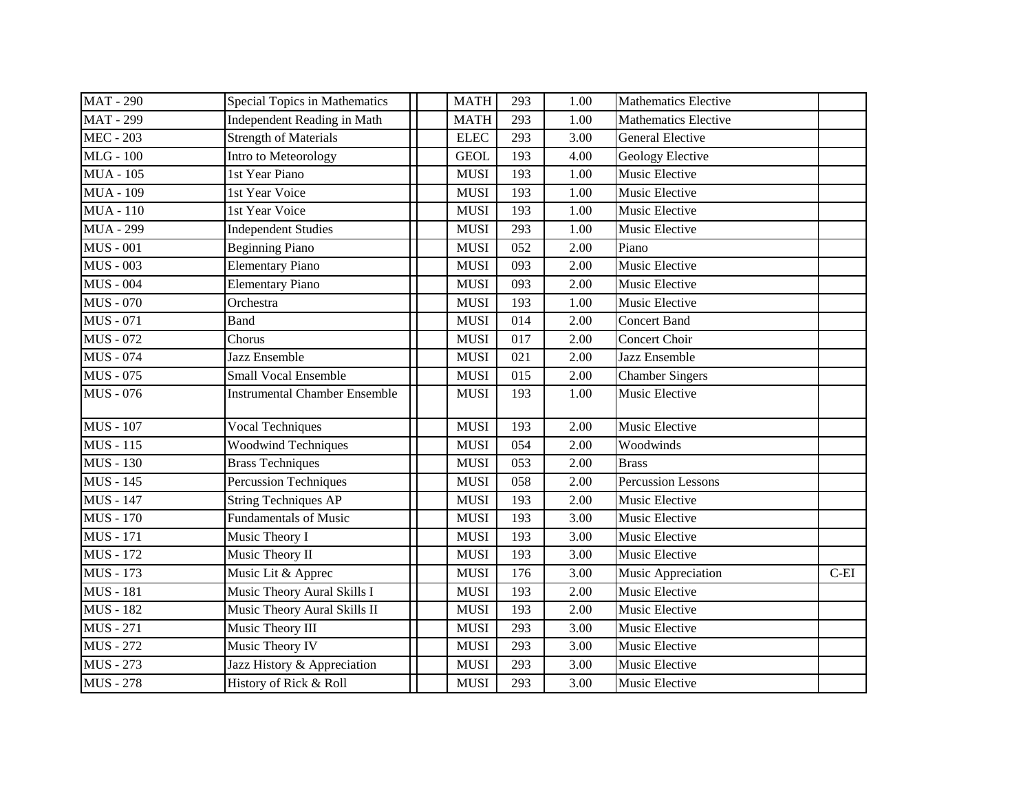| | | | | | | | | |
|---|---|---|---|---|---|---|---|---|
| MAT - 290 | Special Topics in Mathematics | | | MATH | 293 | 1.00 | Mathematics Elective | |
| MAT - 299 | Independent Reading in Math | | | MATH | 293 | 1.00 | Mathematics Elective | |
| MEC - 203 | Strength of Materials | | | ELEC | 293 | 3.00 | General Elective | |
| MLG - 100 | Intro to Meteorology | | | GEOL | 193 | 4.00 | Geology Elective | |
| MUA - 105 | 1st Year Piano | | | MUSI | 193 | 1.00 | Music Elective | |
| MUA - 109 | 1st Year Voice | | | MUSI | 193 | 1.00 | Music Elective | |
| MUA - 110 | 1st Year Voice | | | MUSI | 193 | 1.00 | Music Elective | |
| MUA - 299 | Independent Studies | | | MUSI | 293 | 1.00 | Music Elective | |
| MUS - 001 | Beginning Piano | | | MUSI | 052 | 2.00 | Piano | |
| MUS - 003 | Elementary Piano | | | MUSI | 093 | 2.00 | Music Elective | |
| MUS - 004 | Elementary Piano | | | MUSI | 093 | 2.00 | Music Elective | |
| MUS - 070 | Orchestra | | | MUSI | 193 | 1.00 | Music Elective | |
| MUS - 071 | Band | | | MUSI | 014 | 2.00 | Concert Band | |
| MUS - 072 | Chorus | | | MUSI | 017 | 2.00 | Concert Choir | |
| MUS - 074 | Jazz Ensemble | | | MUSI | 021 | 2.00 | Jazz Ensemble | |
| MUS - 075 | Small Vocal Ensemble | | | MUSI | 015 | 2.00 | Chamber Singers | |
| MUS - 076 | Instrumental Chamber Ensemble | | | MUSI | 193 | 1.00 | Music Elective | |
| MUS - 107 | Vocal Techniques | | | MUSI | 193 | 2.00 | Music Elective | |
| MUS - 115 | Woodwind Techniques | | | MUSI | 054 | 2.00 | Woodwinds | |
| MUS - 130 | Brass Techniques | | | MUSI | 053 | 2.00 | Brass | |
| MUS - 145 | Percussion Techniques | | | MUSI | 058 | 2.00 | Percussion Lessons | |
| MUS - 147 | String Techniques AP | | | MUSI | 193 | 2.00 | Music Elective | |
| MUS - 170 | Fundamentals of Music | | | MUSI | 193 | 3.00 | Music Elective | |
| MUS - 171 | Music Theory I | | | MUSI | 193 | 3.00 | Music Elective | |
| MUS - 172 | Music Theory II | | | MUSI | 193 | 3.00 | Music Elective | |
| MUS - 173 | Music Lit & Apprec | | | MUSI | 176 | 3.00 | Music Appreciation | C-EI |
| MUS - 181 | Music Theory Aural Skills I | | | MUSI | 193 | 2.00 | Music Elective | |
| MUS - 182 | Music Theory Aural Skills II | | | MUSI | 193 | 2.00 | Music Elective | |
| MUS - 271 | Music Theory III | | | MUSI | 293 | 3.00 | Music Elective | |
| MUS - 272 | Music Theory IV | | | MUSI | 293 | 3.00 | Music Elective | |
| MUS - 273 | Jazz History & Appreciation | | | MUSI | 293 | 3.00 | Music Elective | |
| MUS - 278 | History of Rick & Roll | | | MUSI | 293 | 3.00 | Music Elective | |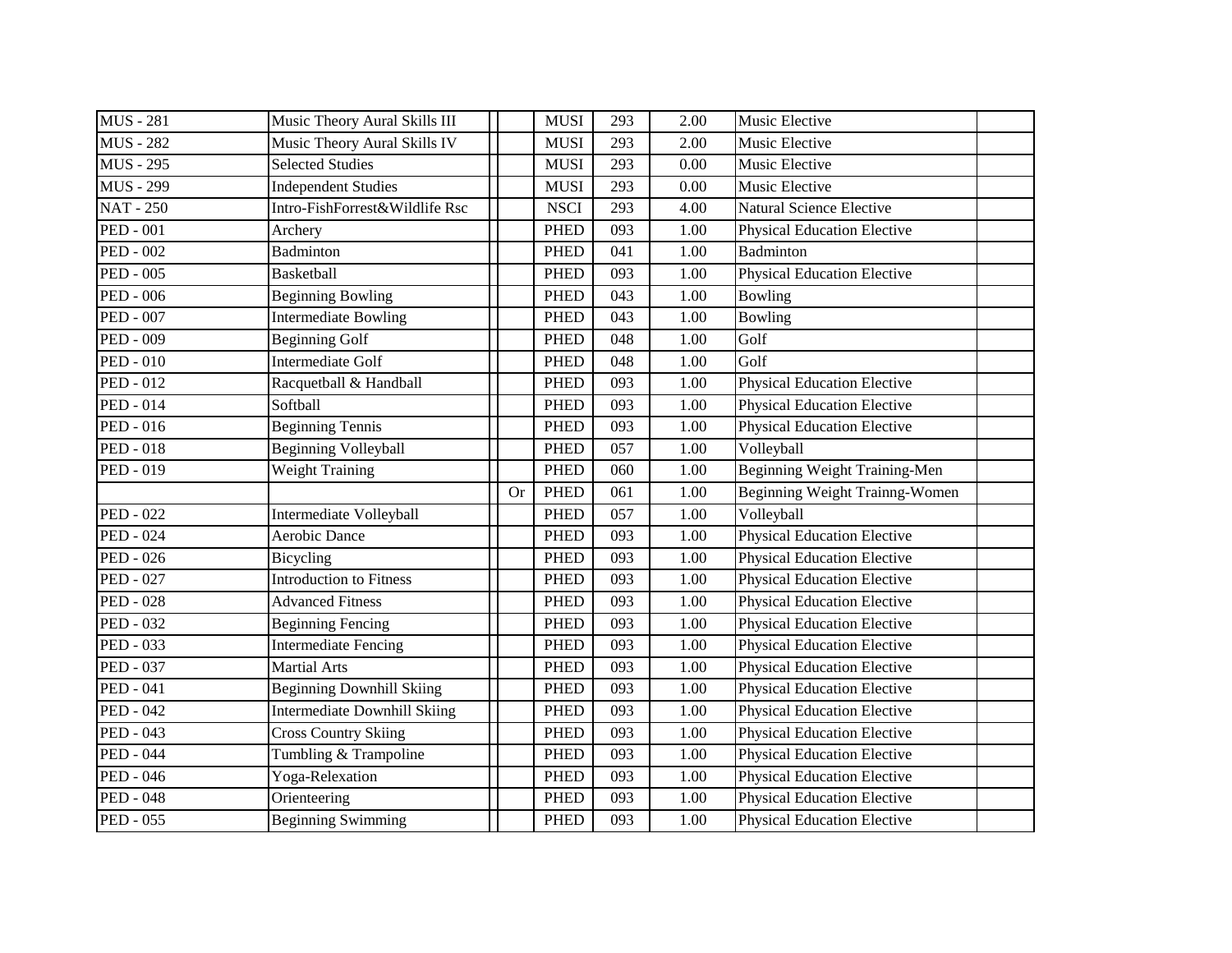| | | | | | | | |
|---|---|---|---|---|---|---|---|
| MUS - 281 | Music Theory Aural Skills III | | MUSI | 293 | 2.00 | Music Elective | |
| MUS - 282 | Music Theory Aural Skills IV | | MUSI | 293 | 2.00 | Music Elective | |
| MUS - 295 | Selected Studies | | MUSI | 293 | 0.00 | Music Elective | |
| MUS - 299 | Independent Studies | | MUSI | 293 | 0.00 | Music Elective | |
| NAT - 250 | Intro-FishForrest&Wildlife Rsc | | NSCI | 293 | 4.00 | Natural Science Elective | |
| PED - 001 | Archery | | PHED | 093 | 1.00 | Physical Education Elective | |
| PED - 002 | Badminton | | PHED | 041 | 1.00 | Badminton | |
| PED - 005 | Basketball | | PHED | 093 | 1.00 | Physical Education Elective | |
| PED - 006 | Beginning Bowling | | PHED | 043 | 1.00 | Bowling | |
| PED - 007 | Intermediate Bowling | | PHED | 043 | 1.00 | Bowling | |
| PED - 009 | Beginning Golf | | PHED | 048 | 1.00 | Golf | |
| PED - 010 | Intermediate Golf | | PHED | 048 | 1.00 | Golf | |
| PED - 012 | Racquetball & Handball | | PHED | 093 | 1.00 | Physical Education Elective | |
| PED - 014 | Softball | | PHED | 093 | 1.00 | Physical Education Elective | |
| PED - 016 | Beginning Tennis | | PHED | 093 | 1.00 | Physical Education Elective | |
| PED - 018 | Beginning Volleyball | | PHED | 057 | 1.00 | Volleyball | |
| PED - 019 | Weight Training | | PHED | 060 | 1.00 | Beginning Weight Training-Men | |
| | | Or | PHED | 061 | 1.00 | Beginning Weight Trainng-Women | |
| PED - 022 | Intermediate Volleyball | | PHED | 057 | 1.00 | Volleyball | |
| PED - 024 | Aerobic Dance | | PHED | 093 | 1.00 | Physical Education Elective | |
| PED - 026 | Bicycling | | PHED | 093 | 1.00 | Physical Education Elective | |
| PED - 027 | Introduction to Fitness | | PHED | 093 | 1.00 | Physical Education Elective | |
| PED - 028 | Advanced Fitness | | PHED | 093 | 1.00 | Physical Education Elective | |
| PED - 032 | Beginning Fencing | | PHED | 093 | 1.00 | Physical Education Elective | |
| PED - 033 | Intermediate Fencing | | PHED | 093 | 1.00 | Physical Education Elective | |
| PED - 037 | Martial Arts | | PHED | 093 | 1.00 | Physical Education Elective | |
| PED - 041 | Beginning Downhill Skiing | | PHED | 093 | 1.00 | Physical Education Elective | |
| PED - 042 | Intermediate Downhill Skiing | | PHED | 093 | 1.00 | Physical Education Elective | |
| PED - 043 | Cross Country Skiing | | PHED | 093 | 1.00 | Physical Education Elective | |
| PED - 044 | Tumbling & Trampoline | | PHED | 093 | 1.00 | Physical Education Elective | |
| PED - 046 | Yoga-Relexation | | PHED | 093 | 1.00 | Physical Education Elective | |
| PED - 048 | Orienteering | | PHED | 093 | 1.00 | Physical Education Elective | |
| PED - 055 | Beginning Swimming | | PHED | 093 | 1.00 | Physical Education Elective | |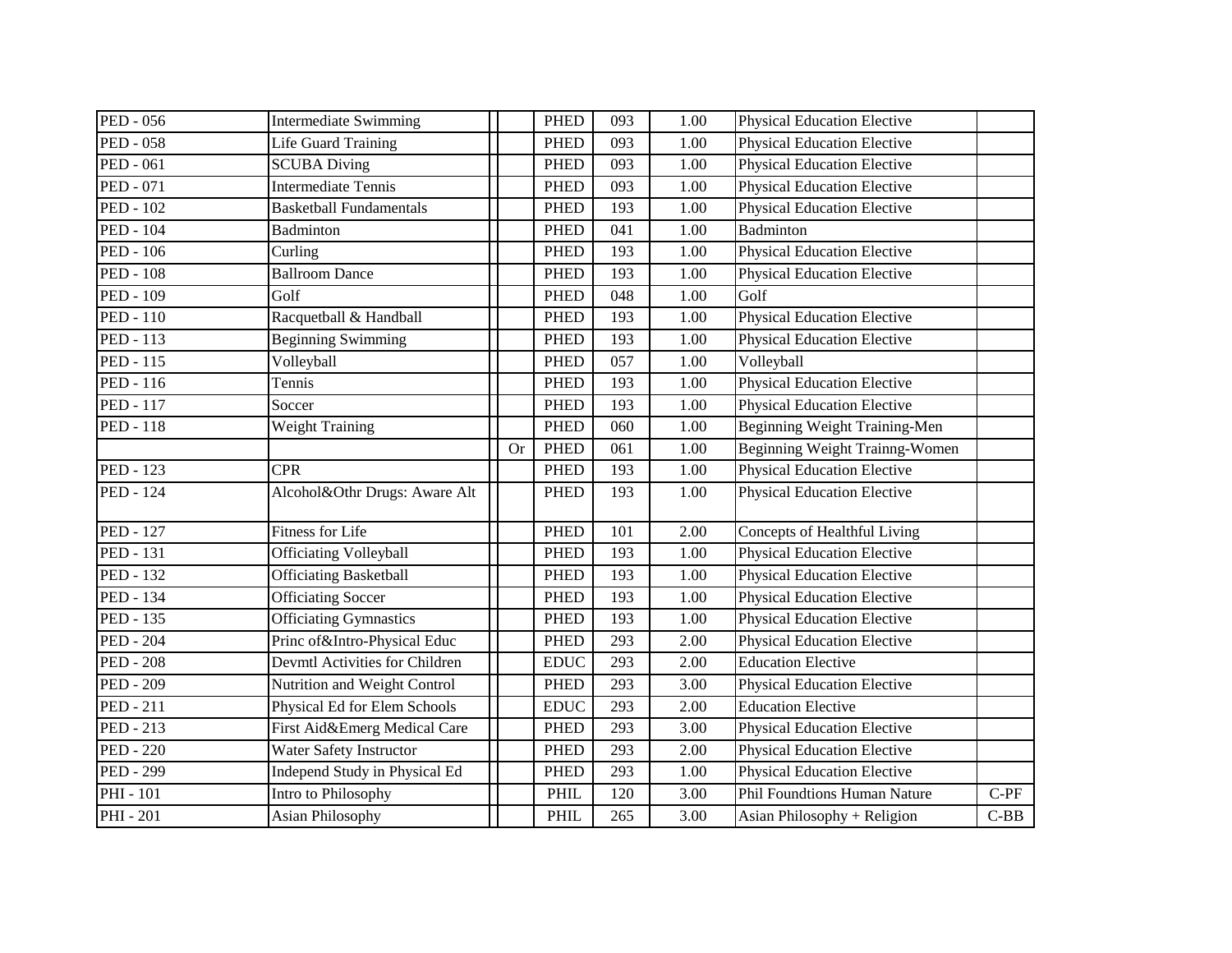| | | | | | | | | |
|---|---|---|---|---|---|---|---|---|
| PED - 056 | Intermediate Swimming | | | PHED | 093 | 1.00 | Physical Education Elective | |
| PED - 058 | Life Guard Training | | | PHED | 093 | 1.00 | Physical Education Elective | |
| PED - 061 | SCUBA Diving | | | PHED | 093 | 1.00 | Physical Education Elective | |
| PED - 071 | Intermediate Tennis | | | PHED | 093 | 1.00 | Physical Education Elective | |
| PED - 102 | Basketball Fundamentals | | | PHED | 193 | 1.00 | Physical Education Elective | |
| PED - 104 | Badminton | | | PHED | 041 | 1.00 | Badminton | |
| PED - 106 | Curling | | | PHED | 193 | 1.00 | Physical Education Elective | |
| PED - 108 | Ballroom Dance | | | PHED | 193 | 1.00 | Physical Education Elective | |
| PED - 109 | Golf | | | PHED | 048 | 1.00 | Golf | |
| PED - 110 | Racquetball & Handball | | | PHED | 193 | 1.00 | Physical Education Elective | |
| PED - 113 | Beginning Swimming | | | PHED | 193 | 1.00 | Physical Education Elective | |
| PED - 115 | Volleyball | | | PHED | 057 | 1.00 | Volleyball | |
| PED - 116 | Tennis | | | PHED | 193 | 1.00 | Physical Education Elective | |
| PED - 117 | Soccer | | | PHED | 193 | 1.00 | Physical Education Elective | |
| PED - 118 | Weight Training | | | PHED | 060 | 1.00 | Beginning Weight Training-Men | |
| | | | Or | PHED | 061 | 1.00 | Beginning Weight Trainng-Women | |
| PED - 123 | CPR | | | PHED | 193 | 1.00 | Physical Education Elective | |
| PED - 124 | Alcohol&Othr Drugs: Aware Alt | | | PHED | 193 | 1.00 | Physical Education Elective | |
| PED - 127 | Fitness for Life | | | PHED | 101 | 2.00 | Concepts of Healthful Living | |
| PED - 131 | Officiating Volleyball | | | PHED | 193 | 1.00 | Physical Education Elective | |
| PED - 132 | Officiating Basketball | | | PHED | 193 | 1.00 | Physical Education Elective | |
| PED - 134 | Officiating Soccer | | | PHED | 193 | 1.00 | Physical Education Elective | |
| PED - 135 | Officiating Gymnastics | | | PHED | 193 | 1.00 | Physical Education Elective | |
| PED - 204 | Princ of&Intro-Physical Educ | | | PHED | 293 | 2.00 | Physical Education Elective | |
| PED - 208 | Devmtl Activities for Children | | | EDUC | 293 | 2.00 | Education Elective | |
| PED - 209 | Nutrition and Weight Control | | | PHED | 293 | 3.00 | Physical Education Elective | |
| PED - 211 | Physical Ed for Elem Schools | | | EDUC | 293 | 2.00 | Education Elective | |
| PED - 213 | First Aid&Emerg Medical Care | | | PHED | 293 | 3.00 | Physical Education Elective | |
| PED - 220 | Water Safety Instructor | | | PHED | 293 | 2.00 | Physical Education Elective | |
| PED - 299 | Independ Study in Physical Ed | | | PHED | 293 | 1.00 | Physical Education Elective | |
| PHI - 101 | Intro to Philosophy | | | PHIL | 120 | 3.00 | Phil Foundtions Human Nature | C-PF |
| PHI - 201 | Asian Philosophy | | | PHIL | 265 | 3.00 | Asian Philosophy + Religion | C-BB |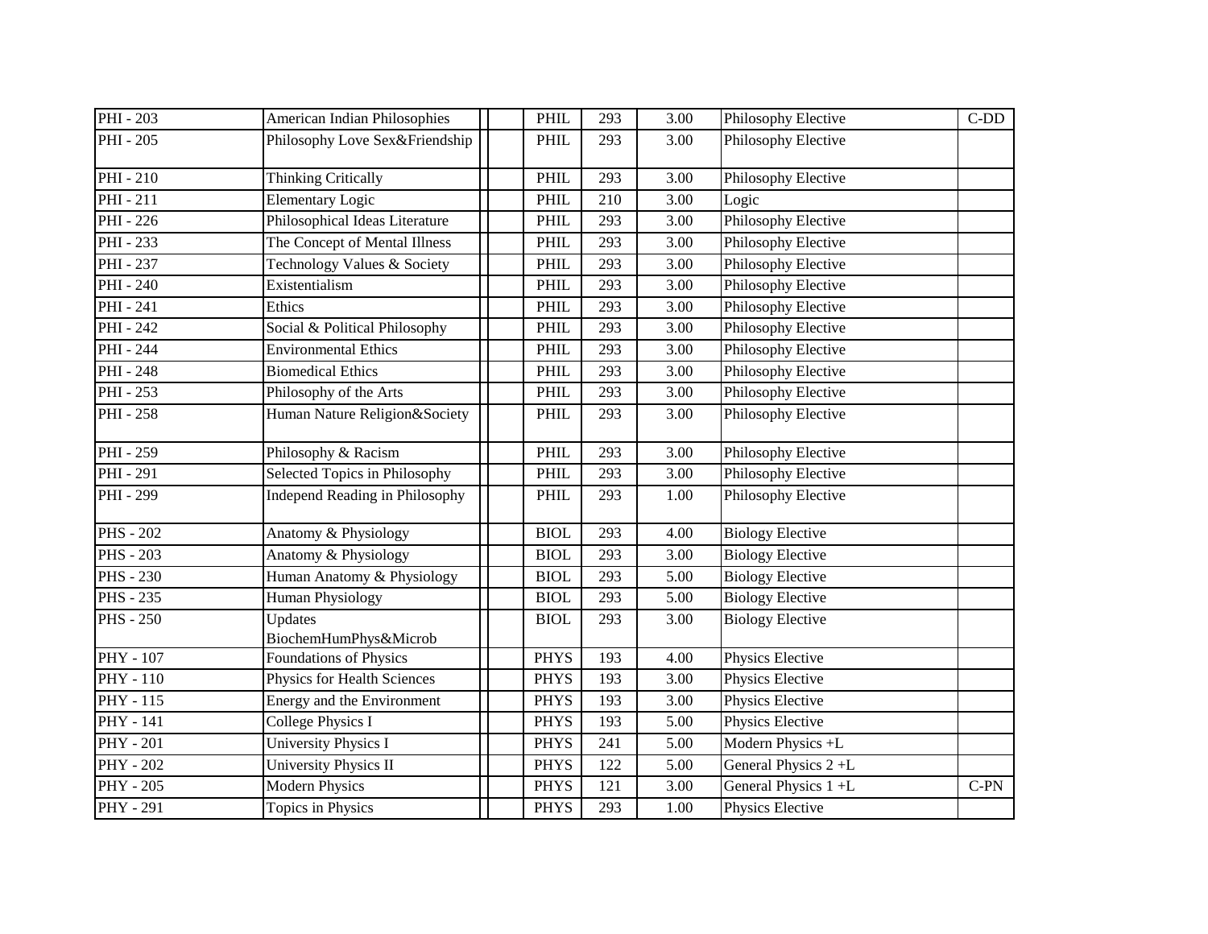| PHI - 203 | American Indian Philosophies | | | PHIL | 293 | 3.00 | Philosophy Elective | C-DD |
|---|---|---|---|---|---|---|---|---|
| PHI - 205 | Philosophy Love Sex&Friendship | | | PHIL | 293 | 3.00 | Philosophy Elective | |
| PHI - 210 | Thinking Critically | | | PHIL | 293 | 3.00 | Philosophy Elective | |
| PHI - 211 | Elementary Logic | | | PHIL | 210 | 3.00 | Logic | |
| PHI - 226 | Philosophical Ideas Literature | | | PHIL | 293 | 3.00 | Philosophy Elective | |
| PHI - 233 | The Concept of Mental Illness | | | PHIL | 293 | 3.00 | Philosophy Elective | |
| PHI - 237 | Technology Values & Society | | | PHIL | 293 | 3.00 | Philosophy Elective | |
| PHI - 240 | Existentialism | | | PHIL | 293 | 3.00 | Philosophy Elective | |
| PHI - 241 | Ethics | | | PHIL | 293 | 3.00 | Philosophy Elective | |
| PHI - 242 | Social & Political Philosophy | | | PHIL | 293 | 3.00 | Philosophy Elective | |
| PHI - 244 | Environmental Ethics | | | PHIL | 293 | 3.00 | Philosophy Elective | |
| PHI - 248 | Biomedical Ethics | | | PHIL | 293 | 3.00 | Philosophy Elective | |
| PHI - 253 | Philosophy of the Arts | | | PHIL | 293 | 3.00 | Philosophy Elective | |
| PHI - 258 | Human Nature Religion&Society | | | PHIL | 293 | 3.00 | Philosophy Elective | |
| PHI - 259 | Philosophy & Racism | | | PHIL | 293 | 3.00 | Philosophy Elective | |
| PHI - 291 | Selected Topics in Philosophy | | | PHIL | 293 | 3.00 | Philosophy Elective | |
| PHI - 299 | Independ Reading in Philosophy | | | PHIL | 293 | 1.00 | Philosophy Elective | |
| PHS - 202 | Anatomy & Physiology | | | BIOL | 293 | 4.00 | Biology Elective | |
| PHS - 203 | Anatomy & Physiology | | | BIOL | 293 | 3.00 | Biology Elective | |
| PHS - 230 | Human Anatomy & Physiology | | | BIOL | 293 | 5.00 | Biology Elective | |
| PHS - 235 | Human Physiology | | | BIOL | 293 | 5.00 | Biology Elective | |
| PHS - 250 | Updates BiochemHumPhys&Microb | | | BIOL | 293 | 3.00 | Biology Elective | |
| PHY - 107 | Foundations of Physics | | | PHYS | 193 | 4.00 | Physics Elective | |
| PHY - 110 | Physics for Health Sciences | | | PHYS | 193 | 3.00 | Physics Elective | |
| PHY - 115 | Energy and the Environment | | | PHYS | 193 | 3.00 | Physics Elective | |
| PHY - 141 | College Physics I | | | PHYS | 193 | 5.00 | Physics Elective | |
| PHY - 201 | University Physics I | | | PHYS | 241 | 5.00 | Modern Physics +L | |
| PHY - 202 | University Physics II | | | PHYS | 122 | 5.00 | General Physics 2 +L | |
| PHY - 205 | Modern Physics | | | PHYS | 121 | 3.00 | General Physics 1 +L | C-PN |
| PHY - 291 | Topics in Physics | | | PHYS | 293 | 1.00 | Physics Elective | |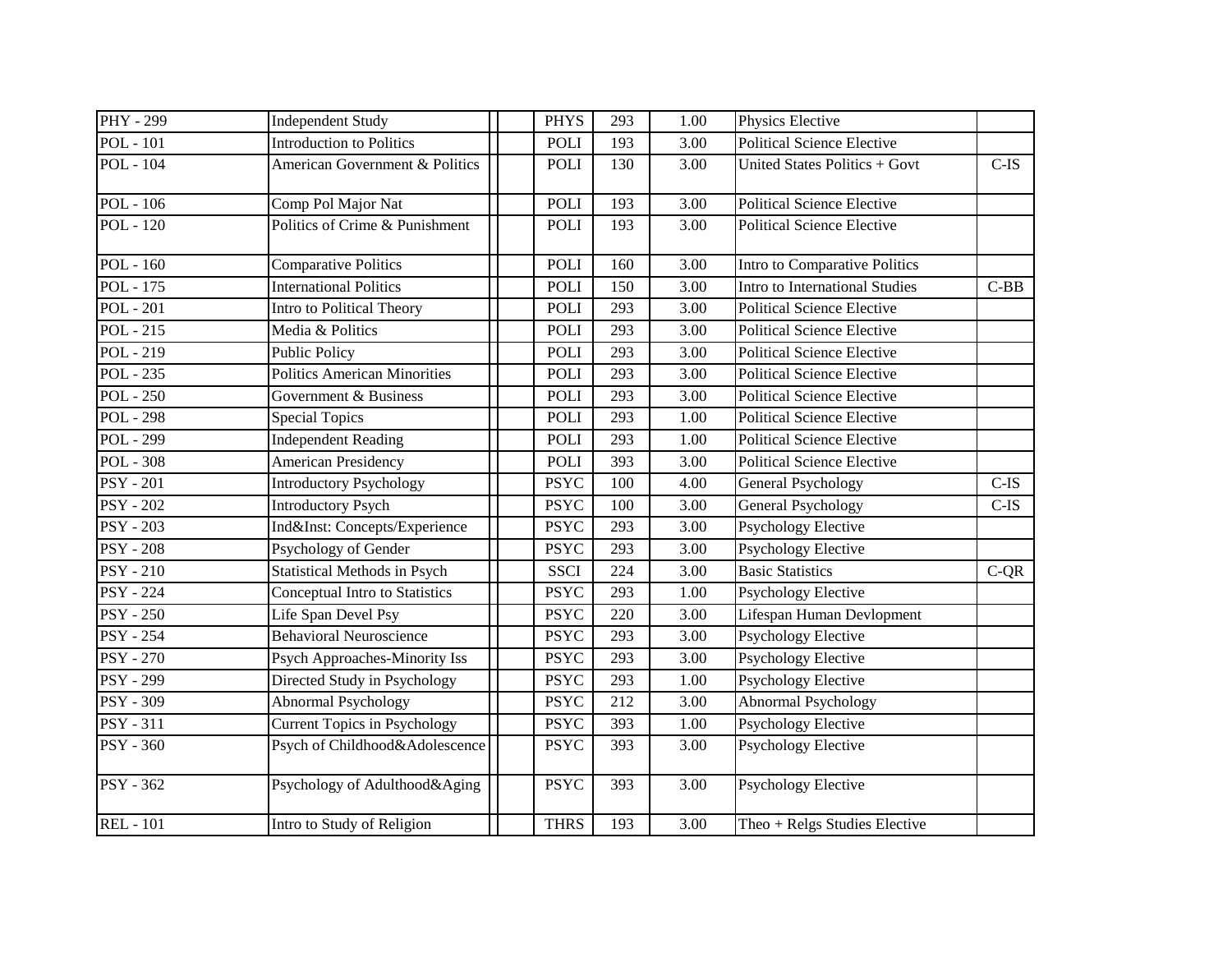| | | | | | | | | |
|---|---|---|---|---|---|---|---|---|
| PHY - 299 | Independent Study | | | PHYS | 293 | 1.00 | Physics Elective | |
| POL - 101 | Introduction to Politics | | | POLI | 193 | 3.00 | Political Science Elective | |
| POL - 104 | American Government & Politics | | | POLI | 130 | 3.00 | United States Politics + Govt | C-IS |
| POL - 106 | Comp Pol Major Nat | | | POLI | 193 | 3.00 | Political Science Elective | |
| POL - 120 | Politics of Crime & Punishment | | | POLI | 193 | 3.00 | Political Science Elective | |
| POL - 160 | Comparative Politics | | | POLI | 160 | 3.00 | Intro to Comparative Politics | |
| POL - 175 | International Politics | | | POLI | 150 | 3.00 | Intro to International Studies | C-BB |
| POL - 201 | Intro to Political Theory | | | POLI | 293 | 3.00 | Political Science Elective | |
| POL - 215 | Media & Politics | | | POLI | 293 | 3.00 | Political Science Elective | |
| POL - 219 | Public Policy | | | POLI | 293 | 3.00 | Political Science Elective | |
| POL - 235 | Politics American Minorities | | | POLI | 293 | 3.00 | Political Science Elective | |
| POL - 250 | Government & Business | | | POLI | 293 | 3.00 | Political Science Elective | |
| POL - 298 | Special Topics | | | POLI | 293 | 1.00 | Political Science Elective | |
| POL - 299 | Independent Reading | | | POLI | 293 | 1.00 | Political Science Elective | |
| POL - 308 | American Presidency | | | POLI | 393 | 3.00 | Political Science Elective | |
| PSY - 201 | Introductory Psychology | | | PSYC | 100 | 4.00 | General Psychology | C-IS |
| PSY - 202 | Introductory Psych | | | PSYC | 100 | 3.00 | General Psychology | C-IS |
| PSY - 203 | Ind&Inst: Concepts/Experience | | | PSYC | 293 | 3.00 | Psychology Elective | |
| PSY - 208 | Psychology of Gender | | | PSYC | 293 | 3.00 | Psychology Elective | |
| PSY - 210 | Statistical Methods in Psych | | | SSCI | 224 | 3.00 | Basic Statistics | C-QR |
| PSY - 224 | Conceptual Intro to Statistics | | | PSYC | 293 | 1.00 | Psychology Elective | |
| PSY - 250 | Life Span Devel Psy | | | PSYC | 220 | 3.00 | Lifespan Human Devlopment | |
| PSY - 254 | Behavioral Neuroscience | | | PSYC | 293 | 3.00 | Psychology Elective | |
| PSY - 270 | Psych Approaches-Minority Iss | | | PSYC | 293 | 3.00 | Psychology Elective | |
| PSY - 299 | Directed Study in Psychology | | | PSYC | 293 | 1.00 | Psychology Elective | |
| PSY - 309 | Abnormal Psychology | | | PSYC | 212 | 3.00 | Abnormal Psychology | |
| PSY - 311 | Current Topics in Psychology | | | PSYC | 393 | 1.00 | Psychology Elective | |
| PSY - 360 | Psych of Childhood&Adolescence | | | PSYC | 393 | 3.00 | Psychology Elective | |
| PSY - 362 | Psychology of Adulthood&Aging | | | PSYC | 393 | 3.00 | Psychology Elective | |
| REL - 101 | Intro to Study of Religion | | | THRS | 193 | 3.00 | Theo + Relgs Studies Elective | |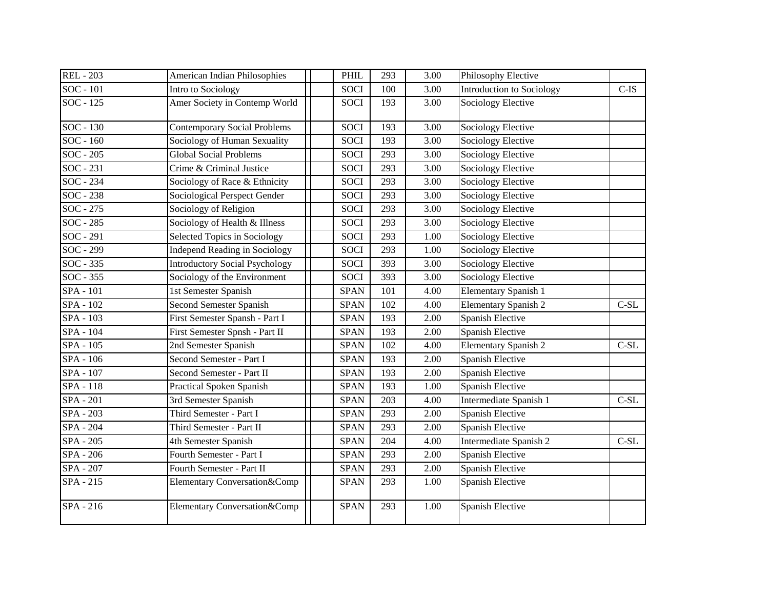| | | | | | | | | |
|---|---|---|---|---|---|---|---|---|
| REL - 203 | American Indian Philosophies | | | PHIL | 293 | 3.00 | Philosophy Elective | |
| SOC - 101 | Intro to Sociology | | | SOCI | 100 | 3.00 | Introduction to Sociology | C-IS |
| SOC - 125 | Amer Society in Contemp World | | | SOCI | 193 | 3.00 | Sociology Elective | |
| SOC - 130 | Contemporary Social Problems | | | SOCI | 193 | 3.00 | Sociology Elective | |
| SOC - 160 | Sociology of Human Sexuality | | | SOCI | 193 | 3.00 | Sociology Elective | |
| SOC - 205 | Global Social Problems | | | SOCI | 293 | 3.00 | Sociology Elective | |
| SOC - 231 | Crime & Criminal Justice | | | SOCI | 293 | 3.00 | Sociology Elective | |
| SOC - 234 | Sociology of Race & Ethnicity | | | SOCI | 293 | 3.00 | Sociology Elective | |
| SOC - 238 | Sociological Perspect Gender | | | SOCI | 293 | 3.00 | Sociology Elective | |
| SOC - 275 | Sociology of Religion | | | SOCI | 293 | 3.00 | Sociology Elective | |
| SOC - 285 | Sociology of Health & Illness | | | SOCI | 293 | 3.00 | Sociology Elective | |
| SOC - 291 | Selected Topics in Sociology | | | SOCI | 293 | 1.00 | Sociology Elective | |
| SOC - 299 | Independ Reading in Sociology | | | SOCI | 293 | 1.00 | Sociology Elective | |
| SOC - 335 | Introductory Social Psychology | | | SOCI | 393 | 3.00 | Sociology Elective | |
| SOC - 355 | Sociology of the Environment | | | SOCI | 393 | 3.00 | Sociology Elective | |
| SPA - 101 | 1st Semester Spanish | | | SPAN | 101 | 4.00 | Elementary Spanish 1 | |
| SPA - 102 | Second Semester Spanish | | | SPAN | 102 | 4.00 | Elementary Spanish 2 | C-SL |
| SPA - 103 | First Semester Spansh - Part I | | | SPAN | 193 | 2.00 | Spanish Elective | |
| SPA - 104 | First Semester Spnsh - Part II | | | SPAN | 193 | 2.00 | Spanish Elective | |
| SPA - 105 | 2nd Semester Spanish | | | SPAN | 102 | 4.00 | Elementary Spanish 2 | C-SL |
| SPA - 106 | Second Semester - Part I | | | SPAN | 193 | 2.00 | Spanish Elective | |
| SPA - 107 | Second Semester - Part II | | | SPAN | 193 | 2.00 | Spanish Elective | |
| SPA - 118 | Practical Spoken Spanish | | | SPAN | 193 | 1.00 | Spanish Elective | |
| SPA - 201 | 3rd Semester Spanish | | | SPAN | 203 | 4.00 | Intermediate Spanish 1 | C-SL |
| SPA - 203 | Third Semester - Part I | | | SPAN | 293 | 2.00 | Spanish Elective | |
| SPA - 204 | Third Semester - Part II | | | SPAN | 293 | 2.00 | Spanish Elective | |
| SPA - 205 | 4th Semester Spanish | | | SPAN | 204 | 4.00 | Intermediate Spanish 2 | C-SL |
| SPA - 206 | Fourth Semester - Part I | | | SPAN | 293 | 2.00 | Spanish Elective | |
| SPA - 207 | Fourth Semester - Part II | | | SPAN | 293 | 2.00 | Spanish Elective | |
| SPA - 215 | Elementary Conversation&Comp | | | SPAN | 293 | 1.00 | Spanish Elective | |
| SPA - 216 | Elementary Conversation&Comp | | | SPAN | 293 | 1.00 | Spanish Elective | |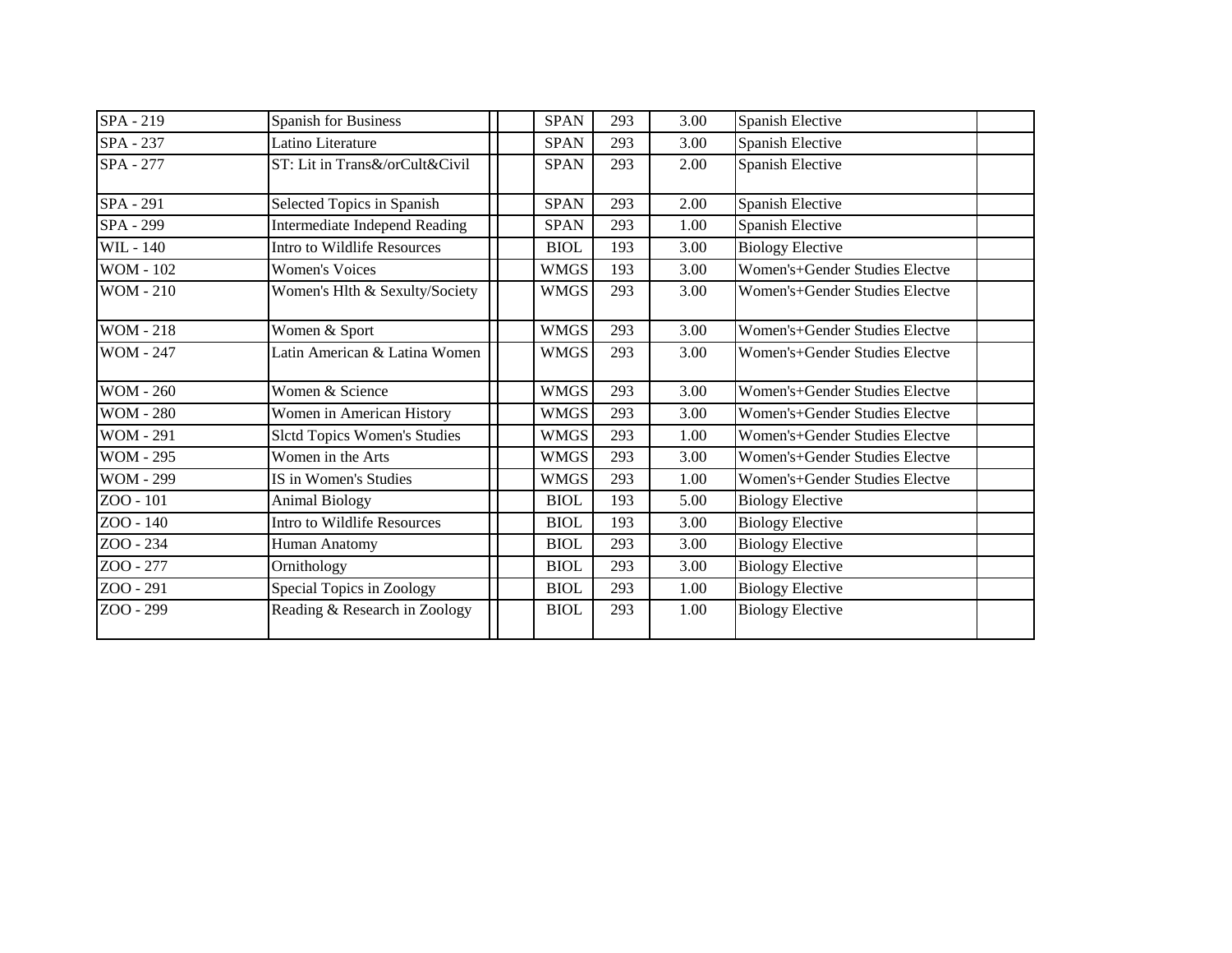| | | | | | | | | |
|---|---|---|---|---|---|---|---|---|
| SPA - 219 | Spanish for Business | | | SPAN | 293 | 3.00 | Spanish Elective | |
| SPA - 237 | Latino Literature | | | SPAN | 293 | 3.00 | Spanish Elective | |
| SPA - 277 | ST: Lit in Trans&/orCult&Civil | | | SPAN | 293 | 2.00 | Spanish Elective | |
| SPA - 291 | Selected Topics in Spanish | | | SPAN | 293 | 2.00 | Spanish Elective | |
| SPA - 299 | Intermediate Independ Reading | | | SPAN | 293 | 1.00 | Spanish Elective | |
| WIL - 140 | Intro to Wildlife Resources | | | BIOL | 193 | 3.00 | Biology Elective | |
| WOM - 102 | Women's Voices | | | WMGS | 193 | 3.00 | Women's+Gender Studies Electve | |
| WOM - 210 | Women's Hlth & Sexulty/Society | | | WMGS | 293 | 3.00 | Women's+Gender Studies Electve | |
| WOM - 218 | Women & Sport | | | WMGS | 293 | 3.00 | Women's+Gender Studies Electve | |
| WOM - 247 | Latin American & Latina Women | | | WMGS | 293 | 3.00 | Women's+Gender Studies Electve | |
| WOM - 260 | Women & Science | | | WMGS | 293 | 3.00 | Women's+Gender Studies Electve | |
| WOM - 280 | Women in American History | | | WMGS | 293 | 3.00 | Women's+Gender Studies Electve | |
| WOM - 291 | Slctd Topics Women's Studies | | | WMGS | 293 | 1.00 | Women's+Gender Studies Electve | |
| WOM - 295 | Women in the Arts | | | WMGS | 293 | 3.00 | Women's+Gender Studies Electve | |
| WOM - 299 | IS in Women's Studies | | | WMGS | 293 | 1.00 | Women's+Gender Studies Electve | |
| ZOO - 101 | Animal Biology | | | BIOL | 193 | 5.00 | Biology Elective | |
| ZOO - 140 | Intro to Wildlife Resources | | | BIOL | 193 | 3.00 | Biology Elective | |
| ZOO - 234 | Human Anatomy | | | BIOL | 293 | 3.00 | Biology Elective | |
| ZOO - 277 | Ornithology | | | BIOL | 293 | 3.00 | Biology Elective | |
| ZOO - 291 | Special Topics in Zoology | | | BIOL | 293 | 1.00 | Biology Elective | |
| ZOO - 299 | Reading & Research in Zoology | | | BIOL | 293 | 1.00 | Biology Elective | |